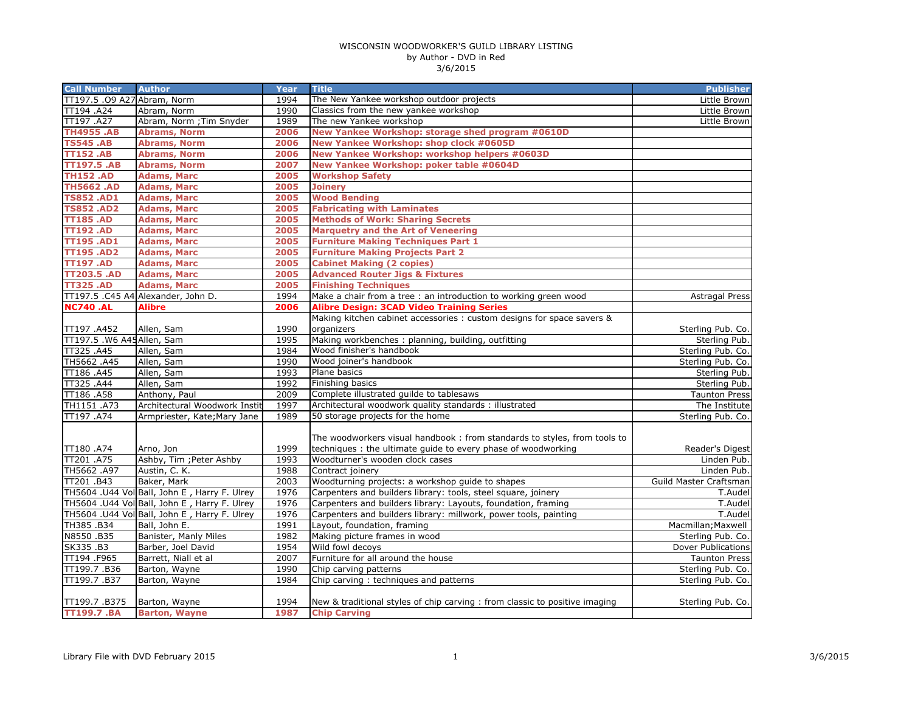WISCONSIN WOODWORKER'S GUILD LIBRARY LISTING
by Author - DVD in Red
3/6/2015

| Call Number | Author | Year | Title | Publisher |
|---|---|---|---|---|
| TT197.5 .O9 A27 | Abram, Norm | 1994 | The New Yankee workshop outdoor projects | Little Brown |
| TT194 .A24 | Abram, Norm | 1990 | Classics from the new yankee workshop | Little Brown |
| TT197 .A27 | Abram, Norm ;Tim Snyder | 1989 | The new Yankee workshop | Little Brown |
| **TH4955 .AB** | **Abrams, Norm** | **2006** | **New Yankee Workshop: storage shed program #0610D** | |
| **TS545 .AB** | **Abrams, Norm** | **2006** | **New Yankee Workshop: shop clock #0605D** | |
| **TT152 .AB** | **Abrams, Norm** | **2006** | **New Yankee Workshop: workshop helpers #0603D** | |
| **TT197.5 .AB** | **Abrams, Norm** | **2007** | **New Yankee Workshop: poker table #0604D** | |
| **TH152 .AD** | **Adams, Marc** | **2005** | **Workshop Safety** | |
| **TH5662 .AD** | **Adams, Marc** | **2005** | **Joinery** | |
| **TS852 .AD1** | **Adams, Marc** | **2005** | **Wood Bending** | |
| **TS852 .AD2** | **Adams, Marc** | **2005** | **Fabricating with Laminates** | |
| **TT185 .AD** | **Adams, Marc** | **2005** | **Methods of Work: Sharing Secrets** | |
| **TT192 .AD** | **Adams, Marc** | **2005** | **Marquetry and the Art of Veneering** | |
| **TT195 .AD1** | **Adams, Marc** | **2005** | **Furniture Making Techniques Part 1** | |
| **TT195 .AD2** | **Adams, Marc** | **2005** | **Furniture Making Projects Part 2** | |
| **TT197 .AD** | **Adams, Marc** | **2005** | **Cabinet Making (2 copies)** | |
| **TT203.5 .AD** | **Adams, Marc** | **2005** | **Advanced Router Jigs & Fixtures** | |
| **TT325 .AD** | **Adams, Marc** | **2005** | **Finishing Techniques** | |
| TT197.5 .C45 A4 | Alexander, John D. | 1994 | Make a chair from a tree : an introduction to working green wood | Astragal Press |
| **NC740 .AL** | **Alibre** | **2006** | **Alibre Design: 3CAD Video Training Series** | |
| TT197 .A452 | Allen, Sam | 1990 | Making kitchen cabinet accessories : custom designs for space savers & organizers | Sterling Pub. Co. |
| TT197.5 .W6 A45 | Allen, Sam | 1995 | Making workbenches : planning, building, outfitting | Sterling Pub. |
| TT325 .A45 | Allen, Sam | 1984 | Wood finisher's handbook | Sterling Pub. Co. |
| TH5662 .A45 | Allen, Sam | 1990 | Wood joiner's handbook | Sterling Pub. Co. |
| TT186 .A45 | Allen, Sam | 1993 | Plane basics | Sterling Pub. |
| TT325 .A44 | Allen, Sam | 1992 | Finishing basics | Sterling Pub. |
| TT186 .A58 | Anthony, Paul | 2009 | Complete illustrated guilde to tablesaws | Taunton Press |
| TH1151 .A73 | Architectural Woodwork Instit | 1997 | Architectural woodwork quality standards : illustrated | The Institute |
| TT197 .A74 | Armpriester, Kate;Mary Jane | 1989 | 50 storage projects for the home | Sterling Pub. Co. |
| TT180 .A74 | Arno, Jon | 1999 | The woodworkers visual handbook : from standards to styles, from tools to techniques : the ultimate guide to every phase of woodworking | Reader's Digest |
| TT201 .A75 | Ashby, Tim ;Peter Ashby | 1993 | Woodturner's wooden clock cases | Linden Pub. |
| TH5662 .A97 | Austin, C. K. | 1988 | Contract joinery | Linden Pub. |
| TT201 .B43 | Baker, Mark | 2003 | Woodturning projects: a workshop guide to shapes | Guild Master Craftsman |
| TH5604 .U44 Vol | Ball, John E , Harry F. Ulrey | 1976 | Carpenters and builders library: tools, steel square, joinery | T.Audel |
| TH5604 .U44 Vol | Ball, John E , Harry F. Ulrey | 1976 | Carpenters and builders library: Layouts, foundation, framing | T.Audel |
| TH5604 .U44 Vol | Ball, John E , Harry F. Ulrey | 1976 | Carpenters and builders library: millwork, power tools, painting | T.Audel |
| TH385 .B34 | Ball, John E. | 1991 | Layout, foundation, framing | Macmillan;Maxwell |
| N8550 .B35 | Banister, Manly Miles | 1982 | Making picture frames in wood | Sterling Pub. Co. |
| SK335 .B3 | Barber, Joel David | 1954 | Wild fowl decoys | Dover Publications |
| TT194 .F965 | Barrett, Niall et al | 2007 | Furniture for all around the house | Taunton Press |
| TT199.7 .B36 | Barton, Wayne | 1990 | Chip carving patterns | Sterling Pub. Co. |
| TT199.7 .B37 | Barton, Wayne | 1984 | Chip carving : techniques and patterns | Sterling Pub. Co. |
| TT199.7 .B375 | Barton, Wayne | 1994 | New & traditional styles of chip carving : from classic to positive imaging | Sterling Pub. Co. |
| **TT199.7 .BA** | **Barton, Wayne** | **1987** | **Chip Carving** | |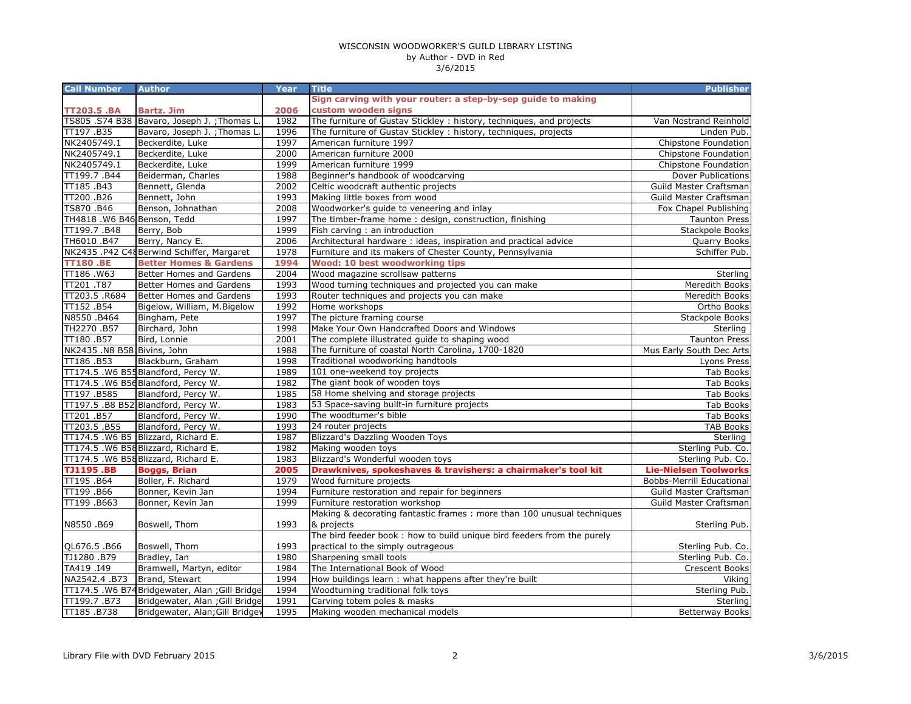# WISCONSIN WOODWORKER'S GUILD LIBRARY LISTING

by Author - DVD in Red

3/6/2015

| Call Number | Author | Year | Title | Publisher |
|---|---|---|---|---|
| **TT203.5 .BA** | **Bartz. Jim** | **2006** | **Sign carving with your router: a step-by-sep guide to making custom wooden signs** | |
| TS805 .S74 B38 | Bavaro, Joseph J. ;Thomas L. | 1982 | The furniture of Gustav Stickley : history, techniques, and projects | Van Nostrand Reinhold |
| TT197 .B35 | Bavaro, Joseph J. ;Thomas L. | 1996 | The furniture of Gustav Stickley : history, techniques, projects | Linden Pub. |
| NK2405749.1 | Beckerdite, Luke | 1997 | American furniture 1997 | Chipstone Foundation |
| NK2405749.1 | Beckerdite, Luke | 2000 | American furniture 2000 | Chipstone Foundation |
| NK2405749.1 | Beckerdite, Luke | 1999 | American furniture 1999 | Chipstone Foundation |
| TT199.7 .B44 | Beiderman, Charles | 1988 | Beginner's handbook of woodcarving | Dover Publications |
| TT185 .B43 | Bennett, Glenda | 2002 | Celtic woodcraft authentic projects | Guild Master Craftsman |
| TT200 .B26 | Bennett, John | 1993 | Making little boxes from wood | Guild Master Craftsman |
| TS870 .B46 | Benson, Johnathan | 2008 | Woodworker's guide to veneering and inlay | Fox Chapel Publishing |
| TH4818 .W6 B46 | Benson, Tedd | 1997 | The timber-frame home : design, construction, finishing | Taunton Press |
| TT199.7 .B48 | Berry, Bob | 1999 | Fish carving : an introduction | Stackpole Books |
| TH6010 .B47 | Berry, Nancy E. | 2006 | Architectural hardware : ideas, inspiration and practical advice | Quarry Books |
| NK2435 .P42 C48 | Berwind Schiffer, Margaret | 1978 | Furniture and its makers of Chester County, Pennsylvania | Schiffer Pub. |
| **TT180 .BE** | **Better Homes & Gardens** | **1994** | **Wood: 10 best woodworking tips** | |
| TT186 .W63 | Better Homes and Gardens | 2004 | Wood magazine scrollsaw patterns | Sterling |
| TT201 .T87 | Better Homes and Gardens | 1993 | Wood turning techniques and projected you can make | Meredith Books |
| TT203.5 .R684 | Better Homes and Gardens | 1993 | Router techniques and projects you can make | Meredith Books |
| TT152 .B54 | Bigelow, William, M.Bigelow | 1992 | Home workshops | Ortho Books |
| N8550 .B464 | Bingham, Pete | 1997 | The picture framing course | Stackpole Books |
| TH2270 .B57 | Birchard, John | 1998 | Make Your Own Handcrafted Doors and Windows | Sterling |
| TT180 .B57 | Bird, Lonnie | 2001 | The complete illustrated guide to shaping wood | Taunton Press |
| NK2435 .N8 B58 | Bivins, John | 1988 | The furniture of coastal North Carolina, 1700-1820 | Mus Early South Dec Arts |
| TT186 .B53 | Blackburn, Graham | 1998 | Traditional woodworking handtools | Lyons Press |
| TT174.5 .W6 B59 | Blandford, Percy W. | 1989 | 101 one-weekend toy projects | Tab Books |
| TT174.5 .W6 B56 | Blandford, Percy W. | 1982 | The giant book of wooden toys | Tab Books |
| TT197 .B585 | Blandford, Percy W. | 1985 | 58 Home shelving and storage projects | Tab Books |
| TT197.5 .B8 B52 | Blandford, Percy W. | 1983 | 53 Space-saving built-in furniture projects | Tab Books |
| TT201 .B57 | Blandford, Percy W. | 1990 | The woodturner's bible | Tab Books |
| TT203.5 .B55 | Blandford, Percy W. | 1993 | 24 router projects | TAB Books |
| TT174.5 .W6 B5 | Blizzard, Richard E. | 1987 | Blizzard's Dazzling Wooden Toys | Sterling |
| TT174.5 .W6 B58 | Blizzard, Richard E. | 1982 | Making wooden toys | Sterling Pub. Co. |
| TT174.5 .W6 B58 | Blizzard, Richard E. | 1983 | Blizzard's Wonderful wooden toys | Sterling Pub. Co. |
| **TJ1195 .BB** | **Boggs, Brian** | **2005** | **Drawknives, spokeshaves & travishers: a chairmaker's tool kit** | **Lie-Nielsen Toolworks** |
| TT195 .B64 | Boller, F. Richard | 1979 | Wood furniture projects | Bobbs-Merrill Educational |
| TT199 .B66 | Bonner, Kevin Jan | 1994 | Furniture restoration and repair for beginners | Guild Master Craftsman |
| TT199 .B663 | Bonner, Kevin Jan | 1999 | Furniture restoration workshop | Guild Master Craftsman |
| N8550 .B69 | Boswell, Thom | 1993 | Making & decorating fantastic frames : more than 100 unusual techniques & projects | Sterling Pub. |
| QL676.5 .B66 | Boswell, Thom | 1993 | The bird feeder book : how to build unique bird feeders from the purely practical to the simply outrageous | Sterling Pub. Co. |
| TJ1280 .B79 | Bradley, Ian | 1980 | Sharpening small tools | Sterling Pub. Co. |
| TA419 .I49 | Bramwell, Martyn, editor | 1984 | The International Book of Wood | Crescent Books |
| NA2542.4 .B73 | Brand, Stewart | 1994 | How buildings learn : what happens after they're built | Viking |
| TT174.5 .W6 B74 | Bridgewater, Alan ;Gill Bridge | 1994 | Woodturning traditional folk toys | Sterling Pub. |
| TT199.7 .B73 | Bridgewater, Alan ;Gill Bridge | 1991 | Carving totem poles & masks | Sterling |
| TT185 .B738 | Bridgewater, Alan;Gill Bridgev | 1995 | Making wooden mechanical models | Betterway Books |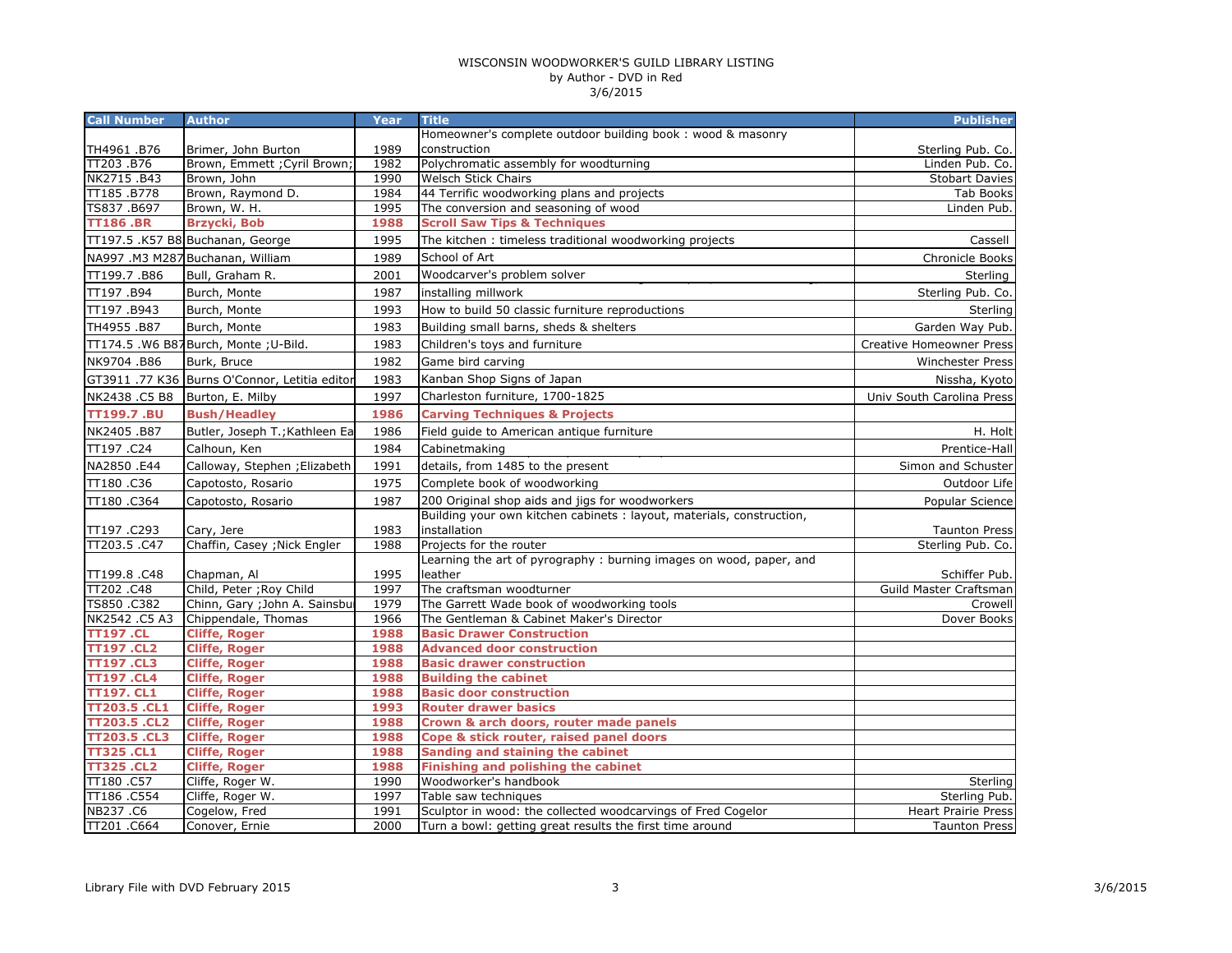WISCONSIN WOODWORKER'S GUILD LIBRARY LISTING
by Author - DVD in Red
3/6/2015

| Call Number | Author | Year | Title | Publisher |
|---|---|---|---|---|
| TH4961 .B76 | Brimer, John Burton | 1989 | Homeowner's complete outdoor building book : wood & masonry construction | Sterling Pub. Co. |
| TT203 .B76 | Brown, Emmett ;Cyril Brown; | 1982 | Polychromatic assembly for woodturning | Linden Pub. Co. |
| NK2715 .B43 | Brown, John | 1990 | Welsch Stick Chairs | Stobart Davies |
| TT185 .B778 | Brown, Raymond D. | 1984 | 44 Terrific woodworking plans and projects | Tab Books |
| TS837 .B697 | Brown, W. H. | 1995 | The conversion and seasoning of wood | Linden Pub. |
| **TT186 .BR** | **Brzycki, Bob** | **1988** | **Scroll Saw Tips & Techniques** | |
| TT197.5 .K57 B8 | Buchanan, George | 1995 | The kitchen : timeless traditional woodworking projects | Cassell |
| NA997 .M3 M287 | Buchanan, William | 1989 | School of Art | Chronicle Books |
| TT199.7 .B86 | Bull, Graham R. | 2001 | Woodcarver's problem solver | Sterling |
| TT197 .B94 | Burch, Monte | 1987 | installing millwork | Sterling Pub. Co. |
| TT197 .B943 | Burch, Monte | 1993 | How to build 50 classic furniture reproductions | Sterling |
| TH4955 .B87 | Burch, Monte | 1983 | Building small barns, sheds & shelters | Garden Way Pub. |
| TT174.5 .W6 B87 | Burch, Monte ;U-Bild. | 1983 | Children's toys and furniture | Creative Homeowner Press |
| NK9704 .B86 | Burk, Bruce | 1982 | Game bird carving | Winchester Press |
| GT3911 .77 K36 | Burns O'Connor, Letitia editor | 1983 | Kanban Shop Signs of Japan | Nissha, Kyoto |
| NK2438 .C5 B8 | Burton, E. Milby | 1997 | Charleston furniture, 1700-1825 | Univ South Carolina Press |
| **TT199.7 .BU** | **Bush/Headley** | **1986** | **Carving Techniques & Projects** | |
| NK2405 .B87 | Butler, Joseph T.;Kathleen Ea | 1986 | Field guide to American antique furniture | H. Holt |
| TT197 .C24 | Calhoun, Ken | 1984 | Cabinetmaking | Prentice-Hall |
| NA2850 .E44 | Calloway, Stephen ;Elizabeth | 1991 | details, from 1485 to the present | Simon and Schuster |
| TT180 .C36 | Capotosto, Rosario | 1975 | Complete book of woodworking | Outdoor Life |
| TT180 .C364 | Capotosto, Rosario | 1987 | 200 Original shop aids and jigs for woodworkers | Popular Science |
| TT197 .C293 | Cary, Jere | 1983 | Building your own kitchen cabinets : layout, materials, construction, installation | Taunton Press |
| TT203.5 .C47 | Chaffin, Casey ;Nick Engler | 1988 | Projects for the router | Sterling Pub. Co. |
| TT199.8 .C48 | Chapman, Al | 1995 | Learning the art of pyrography : burning images on wood, paper, and leather | Schiffer Pub. |
| TT202 .C48 | Child, Peter ;Roy Child | 1997 | The craftsman woodturner | Guild Master Craftsman |
| TS850 .C382 | Chinn, Gary ;John A. Sainsbu | 1979 | The Garrett Wade book of woodworking tools | Crowell |
| NK2542 .C5 A3 | Chippendale, Thomas | 1966 | The Gentleman & Cabinet Maker's Director | Dover Books |
| **TT197 .CL** | **Cliffe, Roger** | **1988** | **Basic Drawer Construction** | |
| **TT197 .CL2** | **Cliffe, Roger** | **1988** | **Advanced door construction** | |
| **TT197 .CL3** | **Cliffe, Roger** | **1988** | **Basic drawer construction** | |
| **TT197 .CL4** | **Cliffe, Roger** | **1988** | **Building the cabinet** | |
| **TT197. CL1** | **Cliffe, Roger** | **1988** | **Basic door construction** | |
| **TT203.5 .CL1** | **Cliffe, Roger** | **1993** | **Router drawer basics** | |
| **TT203.5 .CL2** | **Cliffe, Roger** | **1988** | **Crown & arch doors, router made panels** | |
| **TT203.5 .CL3** | **Cliffe, Roger** | **1988** | **Cope & stick router, raised panel doors** | |
| **TT325 .CL1** | **Cliffe, Roger** | **1988** | **Sanding and staining the cabinet** | |
| **TT325 .CL2** | **Cliffe, Roger** | **1988** | **Finishing and polishing the cabinet** | |
| TT180 .C57 | Cliffe, Roger W. | 1990 | Woodworker's handbook | Sterling |
| TT186 .C554 | Cliffe, Roger W. | 1997 | Table saw techniques | Sterling Pub. |
| NB237 .C6 | Cogelow, Fred | 1991 | Sculptor in wood: the collected woodcarvings of Fred Cogelor | Heart Prairie Press |
| TT201 .C664 | Conover, Ernie | 2000 | Turn a bowl: getting great results the first time around | Taunton Press |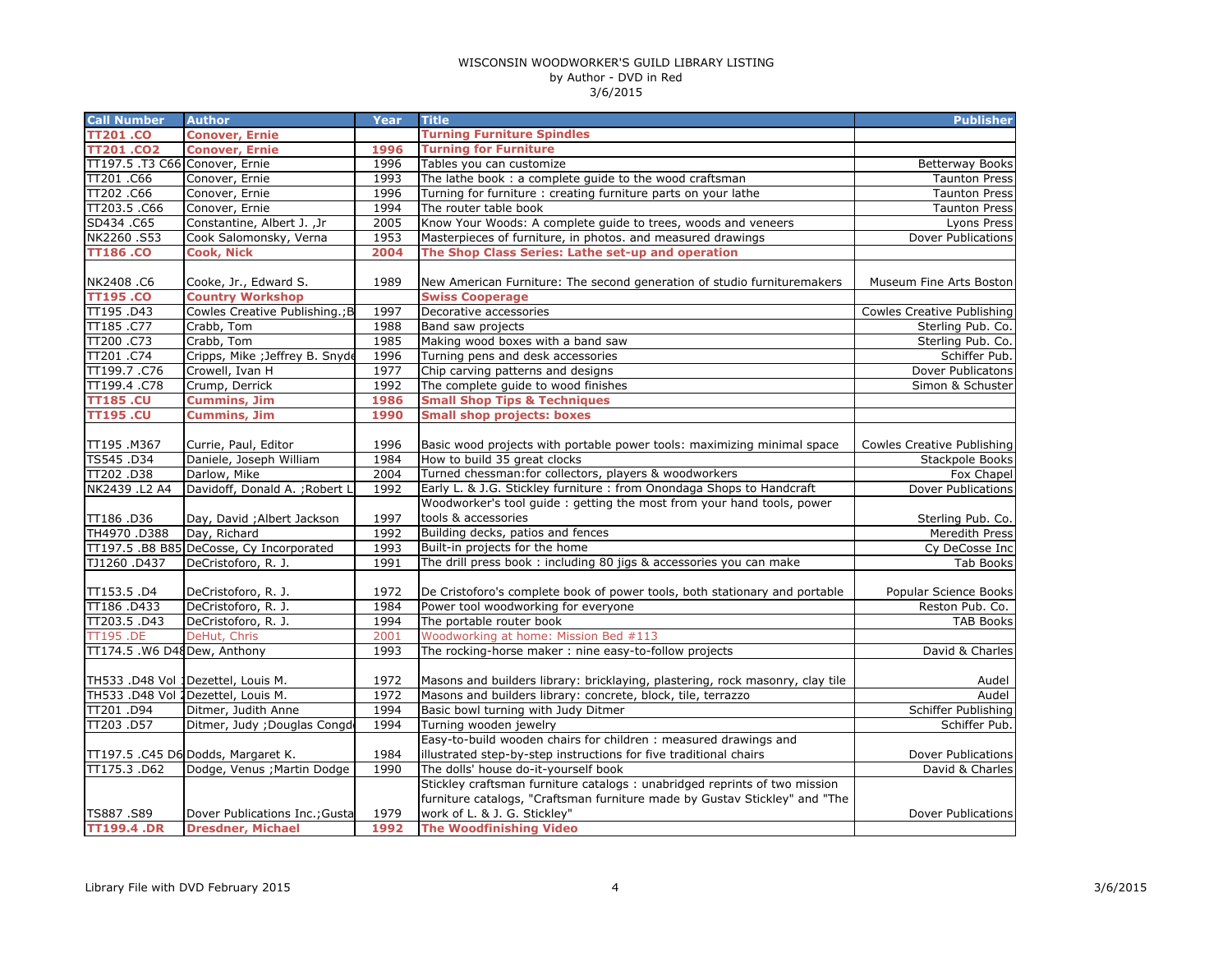WISCONSIN WOODWORKER'S GUILD LIBRARY LISTING
by Author - DVD in Red
3/6/2015

| Call Number | Author | Year | Title | Publisher |
|---|---|---|---|---|
| **TT201 .CO** | **Conover, Ernie** | | **Turning Furniture Spindles** | |
| **TT201 .CO2** | **Conover, Ernie** | **1996** | **Turning for Furniture** | |
| TT197.5 .T3 C66 | Conover, Ernie | 1996 | Tables you can customize | Betterway Books |
| TT201 .C66 | Conover, Ernie | 1993 | The lathe book : a complete guide to the wood craftsman | Taunton Press |
| TT202 .C66 | Conover, Ernie | 1996 | Turning for furniture : creating furniture parts on your lathe | Taunton Press |
| TT203.5 .C66 | Conover, Ernie | 1994 | The router table book | Taunton Press |
| SD434 .C65 | Constantine, Albert J. ,Jr | 2005 | Know Your Woods: A complete guide to trees, woods and veneers | Lyons Press |
| NK2260 .S53 | Cook Salomonsky, Verna | 1953 | Masterpieces of furniture, in photos. and measured drawings | Dover Publications |
| **TT186 .CO** | **Cook, Nick** | **2004** | **The Shop Class Series: Lathe set-up and operation** | |
| NK2408 .C6 | Cooke, Jr., Edward S. | 1989 | New American Furniture: The second generation of studio furnituremakers | Museum Fine Arts Boston |
| **TT195 .CO** | **Country Workshop** | | **Swiss Cooperage** | |
| TT195 .D43 | Cowles Creative Publishing.;B | 1997 | Decorative accessories | Cowles Creative Publishing |
| TT185 .C77 | Crabb, Tom | 1988 | Band saw projects | Sterling Pub. Co. |
| TT200 .C73 | Crabb, Tom | 1985 | Making wood boxes with a band saw | Sterling Pub. Co. |
| TT201 .C74 | Cripps, Mike ;Jeffrey B. Snyde | 1996 | Turning pens and desk accessories | Schiffer Pub. |
| TT199.7 .C76 | Crowell, Ivan H | 1977 | Chip carving patterns and designs | Dover Publicatons |
| TT199.4 .C78 | Crump, Derrick | 1992 | The complete guide to wood finishes | Simon & Schuster |
| **TT185 .CU** | **Cummins, Jim** | **1986** | **Small Shop Tips & Techniques** | |
| **TT195 .CU** | **Cummins, Jim** | **1990** | **Small shop projects: boxes** | |
| TT195 .M367 | Currie, Paul, Editor | 1996 | Basic wood projects with portable power tools: maximizing minimal space | Cowles Creative Publishing |
| TS545 .D34 | Daniele, Joseph William | 1984 | How to build 35 great clocks | Stackpole Books |
| TT202 .D38 | Darlow, Mike | 2004 | Turned chessman:for collectors, players & woodworkers | Fox Chapel |
| NK2439 .L2 A4 | Davidoff, Donald A. ;Robert L | 1992 | Early L. & J.G. Stickley furniture : from Onondaga Shops to Handcraft | Dover Publications |
| TT186 .D36 | Day, David ;Albert Jackson | 1997 | Woodworker's tool guide : getting the most from your hand tools, power tools & accessories | Sterling Pub. Co. |
| TH4970 .D388 | Day, Richard | 1992 | Building decks, patios and fences | Meredith Press |
| TT197.5 .B8 B85 | DeCosse, Cy Incorporated | 1993 | Built-in projects for the home | Cy DeCosse Inc |
| TJ1260 .D437 | DeCristoforo, R. J. | 1991 | The drill press book : including 80 jigs & accessories you can make | Tab Books |
| TT153.5 .D4 | DeCristoforo, R. J. | 1972 | De Cristoforo's complete book of power tools, both stationary and portable | Popular Science Books |
| TT186 .D433 | DeCristoforo, R. J. | 1984 | Power tool woodworking for everyone | Reston Pub. Co. |
| TT203.5 .D43 | DeCristoforo, R. J. | 1994 | The portable router book | TAB Books |
| TT195 .DE | DeHut, Chris | 2001 | Woodworking at home: Mission Bed #113 | |
| TT174.5 .W6 D48 | Dew, Anthony | 1993 | The rocking-horse maker : nine easy-to-follow projects | David & Charles |
| TH533 .D48 Vol 1 | Dezettel, Louis M. | 1972 | Masons and builders library: bricklaying, plastering, rock masonry, clay tile | Audel |
| TH533 .D48 Vol 2 | Dezettel, Louis M. | 1972 | Masons and builders library: concrete, block, tile, terrazzo | Audel |
| TT201 .D94 | Ditmer, Judith Anne | 1994 | Basic bowl turning with Judy Ditmer | Schiffer Publishing |
| TT203 .D57 | Ditmer, Judy ;Douglas Congd | 1994 | Turning wooden jewelry | Schiffer Pub. |
| TT197.5 .C45 D6 | Dodds, Margaret K. | 1984 | Easy-to-build wooden chairs for children : measured drawings and illustrated step-by-step instructions for five traditional chairs | Dover Publications |
| TT175.3 .D62 | Dodge, Venus ;Martin Dodge | 1990 | The dolls' house do-it-yourself book | David & Charles |
| TS887 .S89 | Dover Publications Inc.;Gusta | 1979 | Stickley craftsman furniture catalogs : unabridged reprints of two mission furniture catalogs, "Craftsman furniture made by Gustav Stickley" and "The work of L. & J. G. Stickley" | Dover Publications |
| **TT199.4 .DR** | **Dresdner, Michael** | **1992** | **The Woodfinishing Video** | |

Library File with DVD February 2015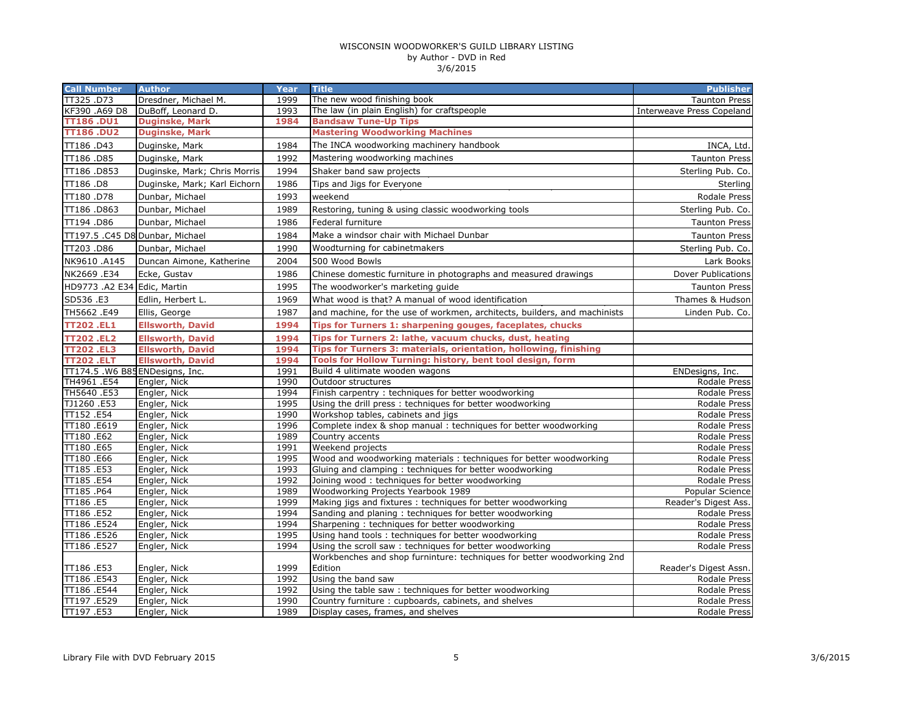WISCONSIN WOODWORKER'S GUILD LIBRARY LISTING
by Author - DVD in Red
3/6/2015

| Call Number | Author | Year | Title | Publisher |
|---|---|---|---|---|
| TT325 .D73 | Dresdner, Michael M. | 1999 | The new wood finishing book | Taunton Press |
| KF390 .A69 D8 | DuBoff, Leonard D. | 1993 | The law (in plain English) for craftspeople | Interweave Press Copeland |
| **TT186 .DU1** | **Duginske, Mark** | **1984** | **Bandsaw Tune-Up Tips** | |
| **TT186 .DU2** | **Duginske, Mark** | | **Mastering Woodworking Machines** | |
| TT186 .D43 | Duginske, Mark | 1984 | The INCA woodworking machinery handbook | INCA, Ltd. |
| TT186 .D85 | Duginske, Mark | 1992 | Mastering woodworking machines | Taunton Press |
| TT186 .D853 | Duginske, Mark; Chris Morris | 1994 | Shaker band saw projects | Sterling Pub. Co. |
| TT186 .D8 | Duginske, Mark; Karl Eichorn | 1986 | Tips and Jigs for Everyone | Sterling |
| TT180 .D78 | Dunbar, Michael | 1993 | weekend | Rodale Press |
| TT186 .D863 | Dunbar, Michael | 1989 | Restoring, tuning & using classic woodworking tools | Sterling Pub. Co. |
| TT194 .D86 | Dunbar, Michael | 1986 | Federal furniture | Taunton Press |
| TT197.5 .C45 D8 | Dunbar, Michael | 1984 | Make a windsor chair with Michael Dunbar | Taunton Press |
| TT203 .D86 | Dunbar, Michael | 1990 | Woodturning for cabinetmakers | Sterling Pub. Co. |
| NK9610 .A145 | Duncan Aimone, Katherine | 2004 | 500 Wood Bowls | Lark Books |
| NK2669 .E34 | Ecke, Gustav | 1986 | Chinese domestic furniture in photographs and measured drawings | Dover Publications |
| HD9773 .A2 E34 | Edic, Martin | 1995 | The woodworker's marketing guide | Taunton Press |
| SD536 .E3 | Edlin, Herbert L. | 1969 | What wood is that? A manual of wood identification | Thames & Hudson |
| TH5662 .E49 | Ellis, George | 1987 | and machine, for the use of workmen, architects, builders, and machinists | Linden Pub. Co. |
| **TT202 .EL1** | **Ellsworth, David** | **1994** | **Tips for Turners 1: sharpening gouges, faceplates, chucks** | |
| **TT202 .EL2** | **Ellsworth, David** | **1994** | **Tips for Turners 2: lathe, vacuum chucks, dust, heating** | |
| **TT202 .EL3** | **Ellsworth, David** | **1994** | **Tips for Turners 3: materials, orientation, hollowing, finishing** | |
| **TT202 .ELT** | **Ellsworth, David** | **1994** | **Tools for Hollow Turning: history, bent tool design, form** | |
| TT174.5 .W6 B89 | ENDesigns, Inc. | 1991 | Build 4 ulitimate wooden wagons | ENDesigns, Inc. |
| TH4961 .E54 | Engler, Nick | 1990 | Outdoor structures | Rodale Press |
| TH5640 .E53 | Engler, Nick | 1994 | Finish carpentry : techniques for better woodworking | Rodale Press |
| TJ1260 .E53 | Engler, Nick | 1995 | Using the drill press : techniques for better woodworking | Rodale Press |
| TT152 .E54 | Engler, Nick | 1990 | Workshop tables, cabinets and jigs | Rodale Press |
| TT180 .E619 | Engler, Nick | 1996 | Complete index & shop manual : techniques for better woodworking | Rodale Press |
| TT180 .E62 | Engler, Nick | 1989 | Country accents | Rodale Press |
| TT180 .E65 | Engler, Nick | 1991 | Weekend projects | Rodale Press |
| TT180 .E66 | Engler, Nick | 1995 | Wood and woodworking materials : techniques for better woodworking | Rodale Press |
| TT185 .E53 | Engler, Nick | 1993 | Gluing and clamping : techniques for better woodworking | Rodale Press |
| TT185 .E54 | Engler, Nick | 1992 | Joining wood : techniques for better woodworking | Rodale Press |
| TT185 .P64 | Engler, Nick | 1989 | Woodworking Projects Yearbook 1989 | Popular Science |
| TT186 .E5 | Engler, Nick | 1999 | Making jigs and fixtures : techniques for better woodworking | Reader's Digest Ass. |
| TT186 .E52 | Engler, Nick | 1994 | Sanding and planing : techniques for better woodworking | Rodale Press |
| TT186 .E524 | Engler, Nick | 1994 | Sharpening : techniques for better woodworking | Rodale Press |
| TT186 .E526 | Engler, Nick | 1995 | Using hand tools : techniques for better woodworking | Rodale Press |
| TT186 .E527 | Engler, Nick | 1994 | Using the scroll saw : techniques for better woodworking | Rodale Press |
| TT186 .E53 | Engler, Nick | 1999 | Workbenches and shop furninture: techniques for better woodworking 2nd Edition | Reader's Digest Assn. |
| TT186 .E543 | Engler, Nick | 1992 | Using the band saw | Rodale Press |
| TT186 .E544 | Engler, Nick | 1992 | Using the table saw : techniques for better woodworking | Rodale Press |
| TT197 .E529 | Engler, Nick | 1990 | Country furniture : cupboards, cabinets, and shelves | Rodale Press |
| TT197 .E53 | Engler, Nick | 1989 | Display cases, frames, and shelves | Rodale Press |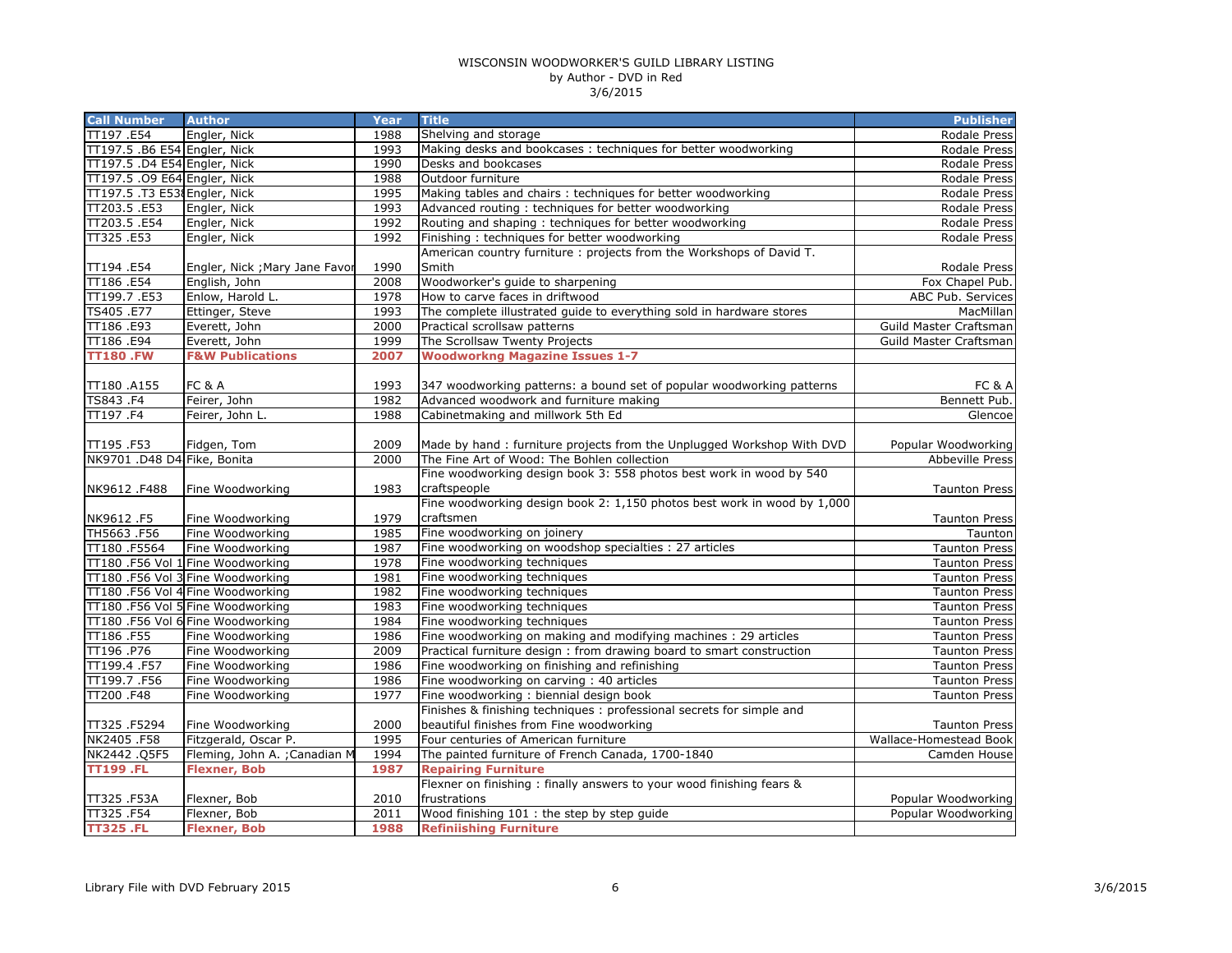WISCONSIN WOODWORKER'S GUILD LIBRARY LISTING
by Author - DVD in Red
3/6/2015

| Call Number | Author | Year | Title | Publisher |
|---|---|---|---|---|
| TT197 .E54 | Engler, Nick | 1988 | Shelving and storage | Rodale Press |
| TT197.5 .B6 E54 | Engler, Nick | 1993 | Making desks and bookcases : techniques for better woodworking | Rodale Press |
| TT197.5 .D4 E54 | Engler, Nick | 1990 | Desks and bookcases | Rodale Press |
| TT197.5 .O9 E64 | Engler, Nick | 1988 | Outdoor furniture | Rodale Press |
| TT197.5 .T3 E53 | Engler, Nick | 1995 | Making tables and chairs : techniques for better woodworking | Rodale Press |
| TT203.5 .E53 | Engler, Nick | 1993 | Advanced routing : techniques for better woodworking | Rodale Press |
| TT203.5 .E54 | Engler, Nick | 1992 | Routing and shaping : techniques for better woodworking | Rodale Press |
| TT325 .E53 | Engler, Nick | 1992 | Finishing : techniques for better woodworking | Rodale Press |
| TT194 .E54 | Engler, Nick ;Mary Jane Favor | 1990 | American country furniture : projects from the Workshops of David T. Smith | Rodale Press |
| TT186 .E54 | English, John | 2008 | Woodworker's guide to sharpening | Fox Chapel Pub. |
| TT199.7 .E53 | Enlow, Harold L. | 1978 | How to carve faces in driftwood | ABC Pub. Services |
| TS405 .E77 | Ettinger, Steve | 1993 | The complete illustrated guide to everything sold in hardware stores | MacMillan |
| TT186 .E93 | Everett, John | 2000 | Practical scrollsaw patterns | Guild Master Craftsman |
| TT186 .E94 | Everett, John | 1999 | The Scrollsaw Twenty Projects | Guild Master Craftsman |
| **TT180 .FW** | **F&W Publications** | **2007** | **Woodworkng Magazine Issues 1-7** | |
| TT180 .A155 | FC & A | 1993 | 347 woodworking patterns: a bound set of popular woodworking patterns | FC & A |
| TS843 .F4 | Feirer, John | 1982 | Advanced woodwork and furniture making | Bennett Pub. |
| TT197 .F4 | Feirer, John L. | 1988 | Cabinetmaking and millwork 5th Ed | Glencoe |
| TT195 .F53 | Fidgen, Tom | 2009 | Made by hand : furniture projects from the Unplugged Workshop With DVD | Popular Woodworking |
| NK9701 .D48 D4 | Fike, Bonita | 2000 | The Fine Art of Wood: The Bohlen collection | Abbeville Press |
| NK9612 .F488 | Fine Woodworking | 1983 | Fine woodworking design book 3: 558 photos best work in wood by 540 craftspeople | Taunton Press |
| NK9612 .F5 | Fine Woodworking | 1979 | Fine woodworking design book 2: 1,150 photos best work in wood by 1,000 craftsmen | Taunton Press |
| TH5663 .F56 | Fine Woodworking | 1985 | Fine woodworking on joinery | Taunton |
| TT180 .F5564 | Fine Woodworking | 1987 | Fine woodworking on woodshop specialties : 27 articles | Taunton Press |
| TT180 .F56 Vol 1 | Fine Woodworking | 1978 | Fine woodworking techniques | Taunton Press |
| TT180 .F56 Vol 3 | Fine Woodworking | 1981 | Fine woodworking techniques | Taunton Press |
| TT180 .F56 Vol 4 | Fine Woodworking | 1982 | Fine woodworking techniques | Taunton Press |
| TT180 .F56 Vol 5 | Fine Woodworking | 1983 | Fine woodworking techniques | Taunton Press |
| TT180 .F56 Vol 6 | Fine Woodworking | 1984 | Fine woodworking techniques | Taunton Press |
| TT186 .F55 | Fine Woodworking | 1986 | Fine woodworking on making and modifying machines : 29 articles | Taunton Press |
| TT196 .P76 | Fine Woodworking | 2009 | Practical furniture design : from drawing board to smart construction | Taunton Press |
| TT199.4 .F57 | Fine Woodworking | 1986 | Fine woodworking on finishing and refinishing | Taunton Press |
| TT199.7 .F56 | Fine Woodworking | 1986 | Fine woodworking on carving : 40 articles | Taunton Press |
| TT200 .F48 | Fine Woodworking | 1977 | Fine woodworking : biennial design book | Taunton Press |
| TT325 .F5294 | Fine Woodworking | 2000 | Finishes & finishing techniques : professional secrets for simple and beautiful finishes from Fine woodworking | Taunton Press |
| NK2405 .F58 | Fitzgerald, Oscar P. | 1995 | Four centuries of American furniture | Wallace-Homestead Book |
| NK2442 .Q5F5 | Fleming, John A. ;Canadian M | 1994 | The painted furniture of French Canada, 1700-1840 | Camden House |
| **TT199 .FL** | **Flexner, Bob** | **1987** | **Repairing Furniture** | |
| TT325 .F53A | Flexner, Bob | 2010 | Flexner on finishing : finally answers to your wood finishing fears & frustrations | Popular Woodworking |
| TT325 .F54 | Flexner, Bob | 2011 | Wood finishing 101 : the step by step guide | Popular Woodworking |
| **TT325 .FL** | **Flexner, Bob** | **1988** | **Refiniishing Furniture** | |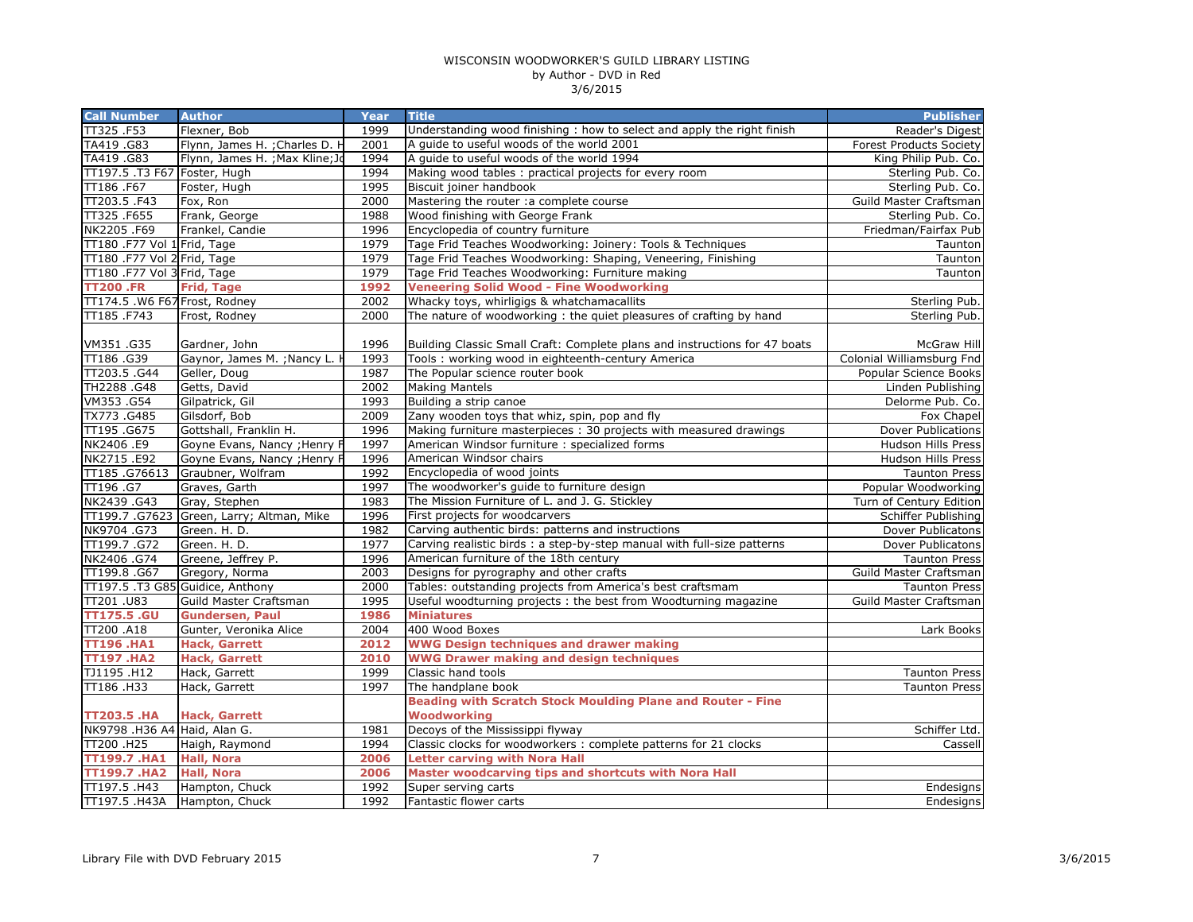WISCONSIN WOODWORKER'S GUILD LIBRARY LISTING
by Author - DVD in Red
3/6/2015

| Call Number | Author | Year | Title | Publisher |
|---|---|---|---|---|
| TT325 .F53 | Flexner, Bob | 1999 | Understanding wood finishing : how to select and apply the right finish | Reader's Digest |
| TA419 .G83 | Flynn, James H. ;Charles D. H | 2001 | A guide to useful woods of the world 2001 | Forest Products Society |
| TA419 .G83 | Flynn, James H. ;Max Kline;Jo | 1994 | A guide to useful woods of the world 1994 | King Philip Pub. Co. |
| TT197.5 .T3 F67 | Foster, Hugh | 1994 | Making wood tables : practical projects for every room | Sterling Pub. Co. |
| TT186 .F67 | Foster, Hugh | 1995 | Biscuit joiner handbook | Sterling Pub. Co. |
| TT203.5 .F43 | Fox, Ron | 2000 | Mastering the router :a complete course | Guild Master Craftsman |
| TT325 .F655 | Frank, George | 1988 | Wood finishing with George Frank | Sterling Pub. Co. |
| NK2205 .F69 | Frankel, Candie | 1996 | Encyclopedia of country furniture | Friedman/Fairfax Pub |
| TT180 .F77 Vol 1 | Frid, Tage | 1979 | Tage Frid Teaches Woodworking: Joinery: Tools & Techniques | Taunton |
| TT180 .F77 Vol 2 | Frid, Tage | 1979 | Tage Frid Teaches Woodworking: Shaping, Veneering, Finishing | Taunton |
| TT180 .F77 Vol 3 | Frid, Tage | 1979 | Tage Frid Teaches Woodworking: Furniture making | Taunton |
| **TT200 .FR** | **Frid, Tage** | **1992** | **Veneering Solid Wood - Fine Woodworking** | |
| TT174.5 .W6 F67 | Frost, Rodney | 2002 | Whacky toys, whirligigs & whatchamacallits | Sterling Pub. |
| TT185 .F743 | Frost, Rodney | 2000 | The nature of woodworking : the quiet pleasures of crafting by hand | Sterling Pub. |
| VM351 .G35 | Gardner, John | 1996 | Building Classic Small Craft: Complete plans and instructions for 47 boats | McGraw Hill |
| TT186 .G39 | Gaynor, James M. ;Nancy L. H | 1993 | Tools : working wood in eighteenth-century America | Colonial Williamsburg Fnd |
| TT203.5 .G44 | Geller, Doug | 1987 | The Popular science router book | Popular Science Books |
| TH2288 .G48 | Getts, David | 2002 | Making Mantels | Linden Publishing |
| VM353 .G54 | Gilpatrick, Gil | 1993 | Building a strip canoe | Delorme Pub. Co. |
| TX773 .G485 | Gilsdorf, Bob | 2009 | Zany wooden toys that whiz, spin, pop and fly | Fox Chapel |
| TT195 .G675 | Gottshall, Franklin H. | 1996 | Making furniture masterpieces : 30 projects with measured drawings | Dover Publications |
| NK2406 .E9 | Goyne Evans, Nancy ;Henry F | 1997 | American Windsor furniture : specialized forms | Hudson Hills Press |
| NK2715 .E92 | Goyne Evans, Nancy ;Henry F | 1996 | American Windsor chairs | Hudson Hills Press |
| TT185 .G76613 | Graubner, Wolfram | 1992 | Encyclopedia of wood joints | Taunton Press |
| TT196 .G7 | Graves, Garth | 1997 | The woodworker's guide to furniture design | Popular Woodworking |
| NK2439 .G43 | Gray, Stephen | 1983 | The Mission Furniture of L. and J. G. Stickley | Turn of Century Edition |
| TT199.7 .G7623 | Green, Larry; Altman, Mike | 1996 | First projects for woodcarvers | Schiffer Publishing |
| NK9704 .G73 | Green. H. D. | 1982 | Carving authentic birds: patterns and instructions | Dover Publicatons |
| TT199.7 .G72 | Green. H. D. | 1977 | Carving realistic birds : a step-by-step manual with full-size patterns | Dover Publicatons |
| NK2406 .G74 | Greene, Jeffrey P. | 1996 | American furniture of the 18th century | Taunton Press |
| TT199.8 .G67 | Gregory, Norma | 2003 | Designs for pyrography and other crafts | Guild Master Craftsman |
| TT197.5 .T3 G85 | Guidice, Anthony | 2000 | Tables: outstanding projects from America's best craftsmam | Taunton Press |
| TT201 .U83 | Guild Master Craftsman | 1995 | Useful woodturning projects : the best from Woodturning magazine | Guild Master Craftsman |
| **TT175.5 .GU** | **Gundersen, Paul** | **1986** | **Miniatures** | |
| TT200 .A18 | Gunter, Veronika Alice | 2004 | 400 Wood Boxes | Lark Books |
| **TT196 .HA1** | **Hack, Garrett** | **2012** | **WWG Design techniques and drawer making** | |
| **TT197 .HA2** | **Hack, Garrett** | **2010** | **WWG Drawer making and design techniques** | |
| TJ1195 .H12 | Hack, Garrett | 1999 | Classic hand tools | Taunton Press |
| TT186 .H33 | Hack, Garrett | 1997 | The handplane book | Taunton Press |
| **TT203.5 .HA** | **Hack, Garrett** | | **Beading with Scratch Stock Moulding Plane and Router - Fine Woodworking** | |
| NK9798 .H36 A4 | Haid, Alan G. | 1981 | Decoys of the Mississippi flyway | Schiffer Ltd. |
| TT200 .H25 | Haigh, Raymond | 1994 | Classic clocks for woodworkers : complete patterns for 21 clocks | Cassell |
| **TT199.7 .HA1** | **Hall, Nora** | **2006** | **Letter carving with Nora Hall** | |
| **TT199.7 .HA2** | **Hall, Nora** | **2006** | **Master woodcarving tips and shortcuts with Nora Hall** | |
| TT197.5 .H43 | Hampton, Chuck | 1992 | Super serving carts | Endesigns |
| TT197.5 .H43A | Hampton, Chuck | 1992 | Fantastic flower carts | Endesigns |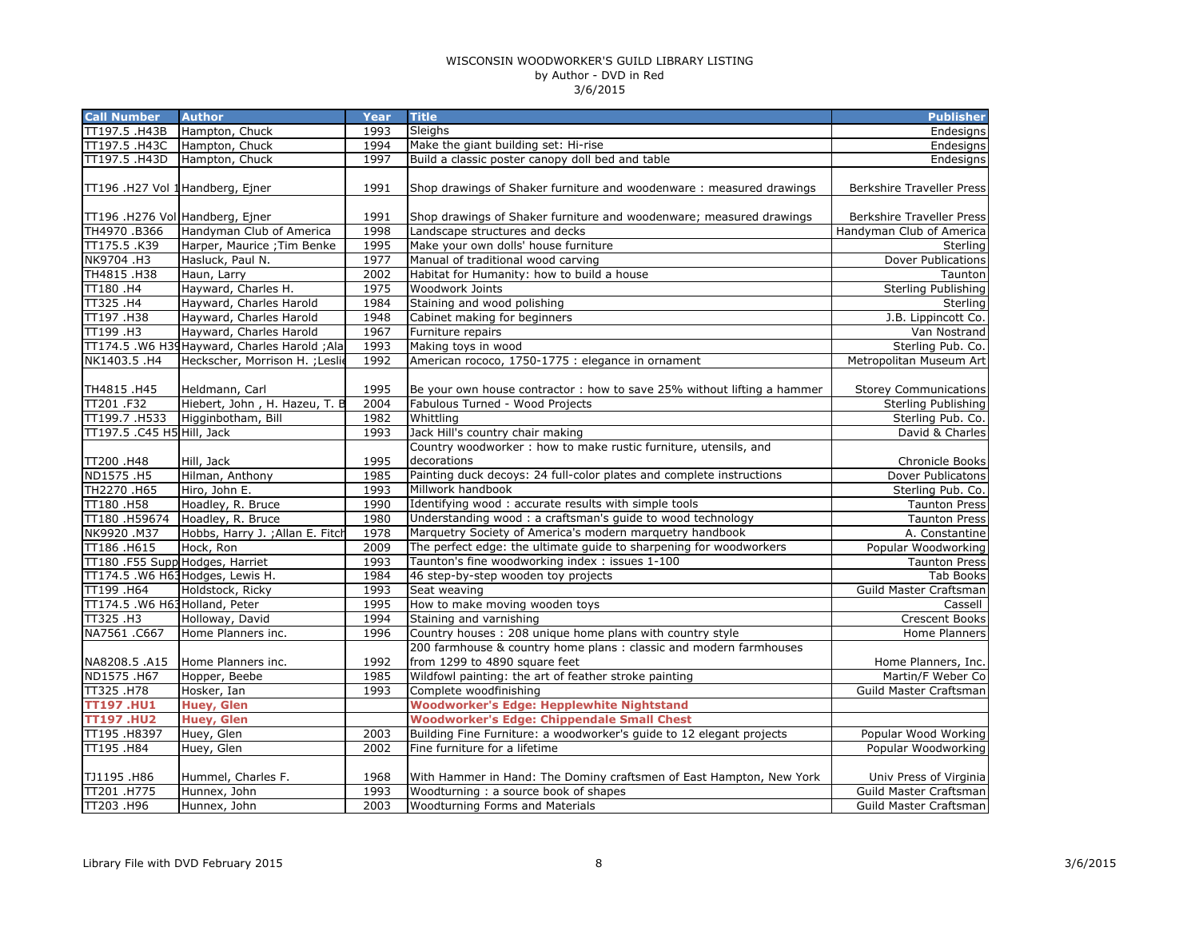WISCONSIN WOODWORKER'S GUILD LIBRARY LISTING
by Author - DVD in Red
3/6/2015

| Call Number | Author | Year | Title | Publisher |
|---|---|---|---|---|
| TT197.5 .H43B | Hampton, Chuck | 1993 | Sleighs | Endesigns |
| TT197.5 .H43C | Hampton, Chuck | 1994 | Make the giant building set: Hi-rise | Endesigns |
| TT197.5 .H43D | Hampton, Chuck | 1997 | Build a classic poster canopy doll bed and table | Endesigns |
| TT196 .H27 Vol 1 | Handberg, Ejner | 1991 | Shop drawings of Shaker furniture and woodenware : measured drawings | Berkshire Traveller Press |
| TT196 .H276 Vol | Handberg, Ejner | 1991 | Shop drawings of Shaker furniture and woodenware; measured drawings | Berkshire Traveller Press |
| TH4970 .B366 | Handyman Club of America | 1998 | Landscape structures and decks | Handyman Club of America |
| TT175.5 .K39 | Harper, Maurice ;Tim Benke | 1995 | Make your own dolls' house furniture | Sterling |
| NK9704 .H3 | Hasluck, Paul N. | 1977 | Manual of traditional wood carving | Dover Publications |
| TH4815 .H38 | Haun, Larry | 2002 | Habitat for Humanity: how to build a house | Taunton |
| TT180 .H4 | Hayward, Charles H. | 1975 | Woodwork Joints | Sterling Publishing |
| TT325 .H4 | Hayward, Charles Harold | 1984 | Staining and wood polishing | Sterling |
| TT197 .H38 | Hayward, Charles Harold | 1948 | Cabinet making for beginners | J.B. Lippincott Co. |
| TT199 .H3 | Hayward, Charles Harold | 1967 | Furniture repairs | Van Nostrand |
| TT174.5 .W6 H39 | Hayward, Charles Harold ;Ala | 1993 | Making toys in wood | Sterling Pub. Co. |
| NK1403.5 .H4 | Heckscher, Morrison H. ;Lesli | 1992 | American rococo, 1750-1775 : elegance in ornament | Metropolitan Museum Art |
| TH4815 .H45 | Heldmann, Carl | 1995 | Be your own house contractor : how to save 25% without lifting a hammer | Storey Communications |
| TT201 .F32 | Hiebert, John , H. Hazeu, T. B | 2004 | Fabulous Turned - Wood Projects | Sterling Publishing |
| TT199.7 .H533 | Higginbotham, Bill | 1982 | Whittling | Sterling Pub. Co. |
| TT197.5 .C45 H5 | Hill, Jack | 1993 | Jack Hill's country chair making | David & Charles |
| TT200 .H48 | Hill, Jack | 1995 | Country woodworker : how to make rustic furniture, utensils, and decorations | Chronicle Books |
| ND1575 .H5 | Hilman, Anthony | 1985 | Painting duck decoys: 24 full-color plates and complete instructions | Dover Publicatons |
| TH2270 .H65 | Hiro, John E. | 1993 | Millwork handbook | Sterling Pub. Co. |
| TT180 .H58 | Hoadley, R. Bruce | 1990 | Identifying wood : accurate results with simple tools | Taunton Press |
| TT180 .H59674 | Hoadley, R. Bruce | 1980 | Understanding wood : a craftsman's guide to wood technology | Taunton Press |
| NK9920 .M37 | Hobbs, Harry J. ;Allan E. Fitch | 1978 | Marquetry Society of America's modern marquetry handbook | A. Constantine |
| TT186 .H615 | Hock, Ron | 2009 | The perfect edge: the ultimate guide to sharpening for woodworkers | Popular Woodworking |
| TT180 .F55 Supp | Hodges, Harriet | 1993 | Taunton's fine woodworking index : issues 1-100 | Taunton Press |
| TT174.5 .W6 H63 | Hodges, Lewis H. | 1984 | 46 step-by-step wooden toy projects | Tab Books |
| TT199 .H64 | Holdstock, Ricky | 1993 | Seat weaving | Guild Master Craftsman |
| TT174.5 .W6 H63 | Holland, Peter | 1995 | How to make moving wooden toys | Cassell |
| TT325 .H3 | Holloway, David | 1994 | Staining and varnishing | Crescent Books |
| NA7561 .C667 | Home Planners inc. | 1996 | Country houses : 208 unique home plans with country style | Home Planners |
| NA8208.5 .A15 | Home Planners inc. | 1992 | 200 farmhouse & country home plans : classic and modern farmhouses from 1299 to 4890 square feet | Home Planners, Inc. |
| ND1575 .H67 | Hopper, Beebe | 1985 | Wildfowl painting: the art of feather stroke painting | Martin/F Weber Co |
| TT325 .H78 | Hosker, Ian | 1993 | Complete woodfinishing | Guild Master Craftsman |
| **TT197 .HU1** | **Huey, Glen** | | **Woodworker's Edge: Hepplewhite Nightstand** | |
| **TT197 .HU2** | **Huey, Glen** | | **Woodworker's Edge: Chippendale Small Chest** | |
| TT195 .H8397 | Huey, Glen | 2003 | Building Fine Furniture: a woodworker's guide to 12 elegant projects | Popular Wood Working |
| TT195 .H84 | Huey, Glen | 2002 | Fine furniture for a lifetime | Popular Woodworking |
| TJ1195 .H86 | Hummel, Charles F. | 1968 | With Hammer in Hand: The Dominy craftsmen of East Hampton, New York | Univ Press of Virginia |
| TT201 .H775 | Hunnex, John | 1993 | Woodturning : a source book of shapes | Guild Master Craftsman |
| TT203 .H96 | Hunnex, John | 2003 | Woodturning Forms and Materials | Guild Master Craftsman |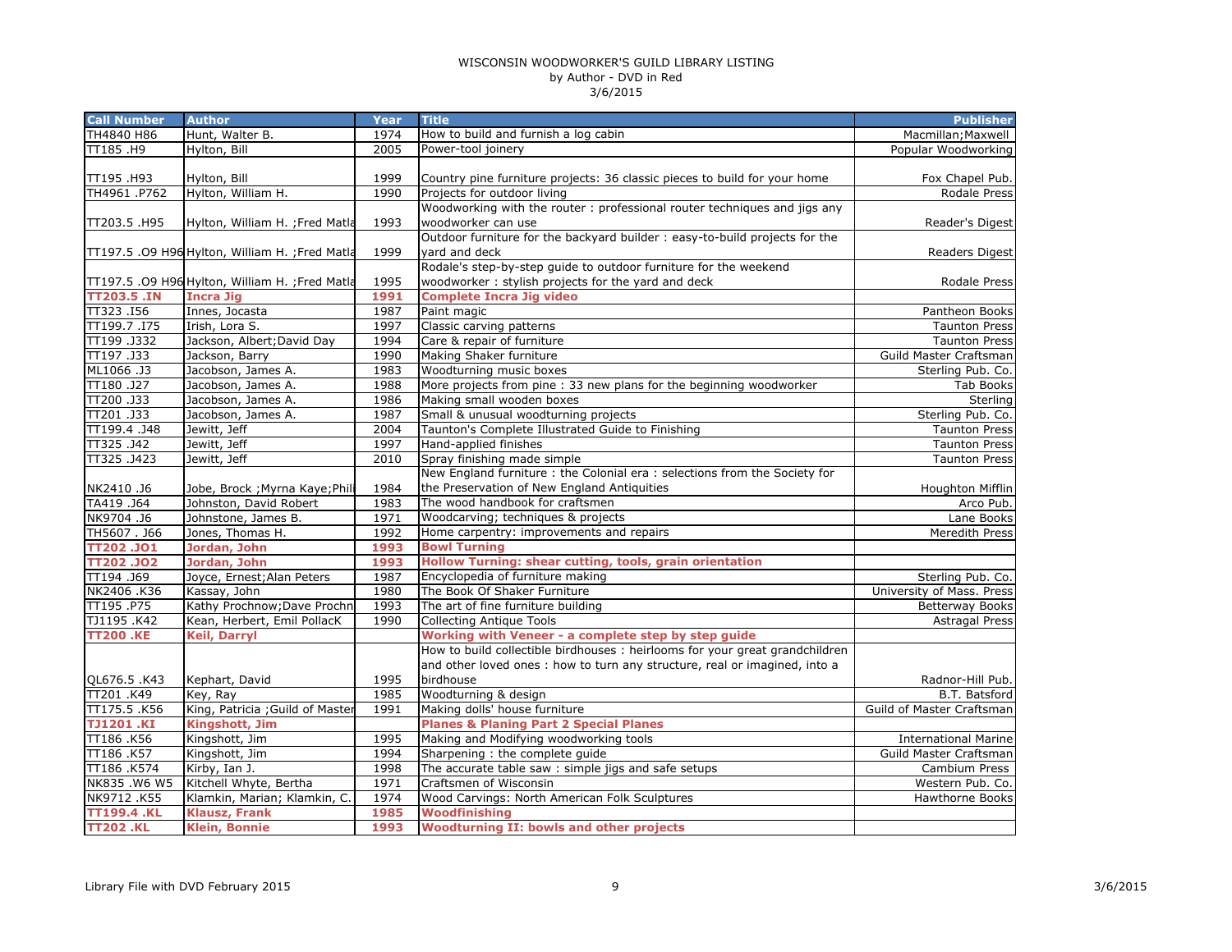WISCONSIN WOODWORKER'S GUILD LIBRARY LISTING
by Author - DVD in Red
3/6/2015

| Call Number | Author | Year | Title | Publisher |
|---|---|---|---|---|
| TH4840 H86 | Hunt, Walter B. | 1974 | How to build and furnish a log cabin | Macmillan;Maxwell |
| TT185 .H9 | Hylton, Bill | 2005 | Power-tool joinery | Popular Woodworking |
| TT195 .H93 | Hylton, Bill | 1999 | Country pine furniture projects: 36 classic pieces to build for your home | Fox Chapel Pub. |
| TH4961 .P762 | Hylton, William H. | 1990 | Projects for outdoor living | Rodale Press |
| TT203.5 .H95 | Hylton, William H. ;Fred Matla | 1993 | Woodworking with the router : professional router techniques and jigs any woodworker can use | Reader's Digest |
| TT197.5 .O9 H96 | Hylton, William H. ;Fred Matla | 1999 | Outdoor furniture for the backyard builder : easy-to-build projects for the yard and deck | Readers Digest |
| TT197.5 .O9 H96 | Hylton, William H. ;Fred Matla | 1995 | Rodale's step-by-step guide to outdoor furniture for the weekend woodworker : stylish projects for the yard and deck | Rodale Press |
| **TT203.5 .IN** | **Incra Jig** | **1991** | **Complete Incra Jig video** | |
| TT323 .I56 | Innes, Jocasta | 1987 | Paint magic | Pantheon Books |
| TT199.7 .I75 | Irish, Lora S. | 1997 | Classic carving patterns | Taunton Press |
| TT199 .J332 | Jackson, Albert;David Day | 1994 | Care & repair of furniture | Taunton Press |
| TT197 .J33 | Jackson, Barry | 1990 | Making Shaker furniture | Guild Master Craftsman |
| ML1066 .J3 | Jacobson, James A. | 1983 | Woodturning music boxes | Sterling Pub. Co. |
| TT180 .J27 | Jacobson, James A. | 1988 | More projects from pine : 33 new plans for the beginning woodworker | Tab Books |
| TT200 .J33 | Jacobson, James A. | 1986 | Making small wooden boxes | Sterling |
| TT201 .J33 | Jacobson, James A. | 1987 | Small & unusual woodturning projects | Sterling Pub. Co. |
| TT199.4 .J48 | Jewitt, Jeff | 2004 | Taunton's Complete Illustrated Guide to Finishing | Taunton Press |
| TT325 .J42 | Jewitt, Jeff | 1997 | Hand-applied finishes | Taunton Press |
| TT325 .J423 | Jewitt, Jeff | 2010 | Spray finishing made simple | Taunton Press |
| NK2410 .J6 | Jobe, Brock ;Myrna Kaye;Phil | 1984 | New England furniture : the Colonial era : selections from the Society for the Preservation of New England Antiquities | Houghton Mifflin |
| TA419 .J64 | Johnston, David Robert | 1983 | The wood handbook for craftsmen | Arco Pub. |
| NK9704 .J6 | Johnstone, James B. | 1971 | Woodcarving; techniques & projects | Lane Books |
| TH5607 . J66 | Jones, Thomas H. | 1992 | Home carpentry: improvements and repairs | Meredith Press |
| **TT202 .JO1** | **Jordan, John** | **1993** | **Bowl Turning** | |
| **TT202 .JO2** | **Jordan, John** | **1993** | **Hollow Turning: shear cutting, tools, grain orientation** | |
| TT194 .J69 | Joyce, Ernest;Alan Peters | 1987 | Encyclopedia of furniture making | Sterling Pub. Co. |
| NK2406 .K36 | Kassay, John | 1980 | The Book Of Shaker Furniture | University of Mass. Press |
| TT195 .P75 | Kathy Prochnow;Dave Prochn | 1993 | The art of fine furniture building | Betterway Books |
| TJ1195 .K42 | Kean, Herbert, Emil PollacK | 1990 | Collecting Antique Tools | Astragal Press |
| **TT200 .KE** | **Keil, Darryl** | | **Working with Veneer - a complete step by step guide** | |
| QL676.5 .K43 | Kephart, David | 1995 | How to build collectible birdhouses : heirlooms for your great grandchildren and other loved ones : how to turn any structure, real or imagined, into a birdhouse | Radnor-Hill Pub. |
| TT201 .K49 | Key, Ray | 1985 | Woodturning & design | B.T. Batsford |
| TT175.5 .K56 | King, Patricia ;Guild of Master | 1991 | Making dolls' house furniture | Guild of Master Craftsman |
| **TJ1201 .KI** | **Kingshott, Jim** | | **Planes & Planing Part 2 Special Planes** | |
| TT186 .K56 | Kingshott, Jim | 1995 | Making and Modifying woodworking tools | International Marine |
| TT186 .K57 | Kingshott, Jim | 1994 | Sharpening : the complete guide | Guild Master Craftsman |
| TT186 .K574 | Kirby, Ian J. | 1998 | The accurate table saw : simple jigs and safe setups | Cambium Press |
| NK835 .W6 W5 | Kitchell Whyte, Bertha | 1971 | Craftsmen of Wisconsin | Western Pub. Co. |
| NK9712 .K55 | Klamkin, Marian; Klamkin, C. | 1974 | Wood Carvings: North American Folk Sculptures | Hawthorne Books |
| **TT199.4 .KL** | **Klausz, Frank** | **1985** | **Woodfinishing** | |
| **TT202 .KL** | **Klein, Bonnie** | **1993** | **Woodturning II: bowls and other projects** | |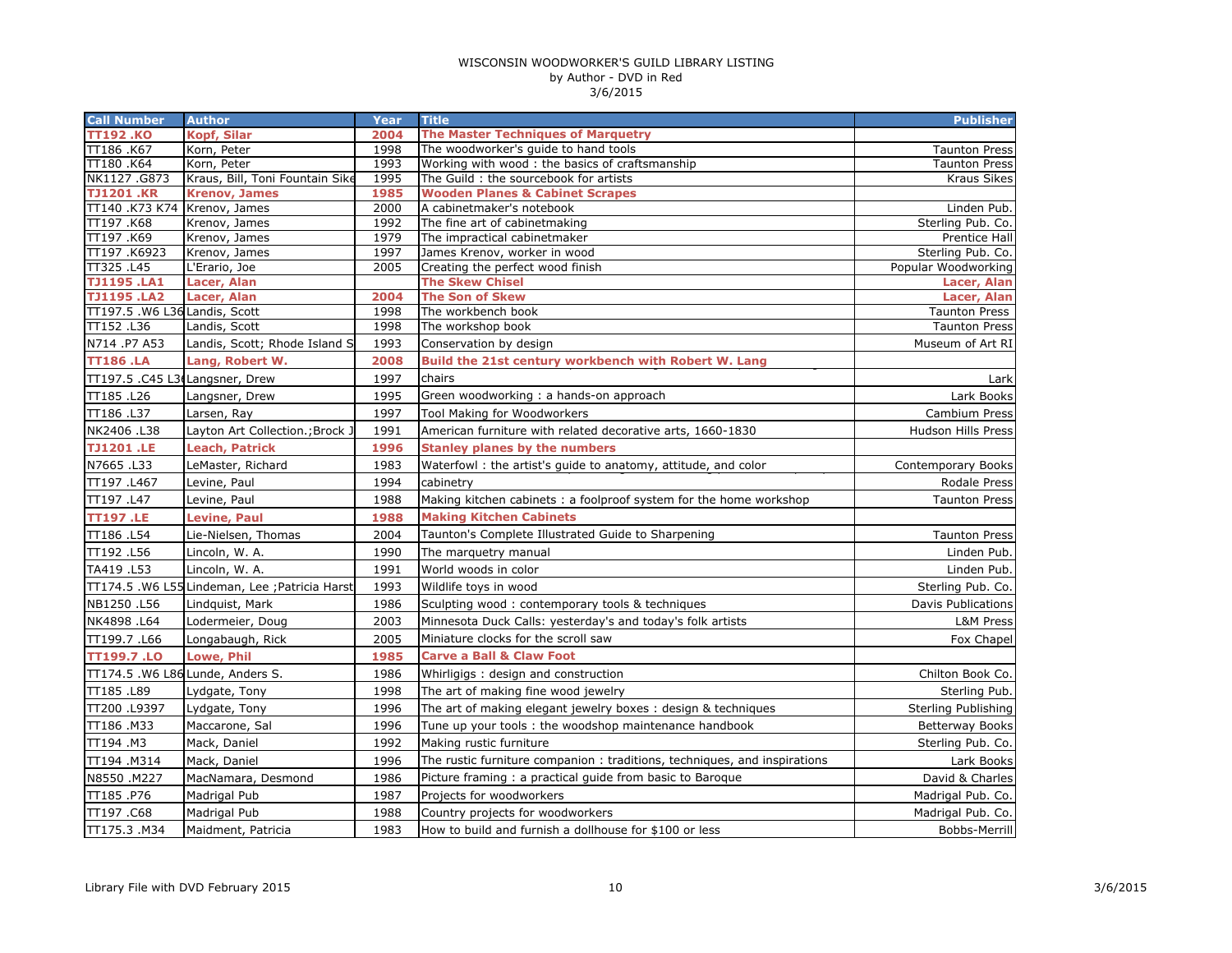WISCONSIN WOODWORKER'S GUILD LIBRARY LISTING
by Author - DVD in Red
3/6/2015

| Call Number | Author | Year | Title | Publisher |
|---|---|---|---|---|
| TT192 .KO | Kopf, Silar | 2004 | The Master Techniques of Marquetry | |
| TT186 .K67 | Korn, Peter | 1998 | The woodworker's guide to hand tools | Taunton Press |
| TT180 .K64 | Korn, Peter | 1993 | Working with wood : the basics of craftsmanship | Taunton Press |
| NK1127 .G873 | Kraus, Bill, Toni Fountain Sike | 1995 | The Guild : the sourcebook for artists | Kraus Sikes |
| TJ1201 .KR | Krenov, James | 1985 | Wooden Planes & Cabinet Scrapes | |
| TT140 .K73 K74 | Krenov, James | 2000 | A cabinetmaker's notebook | Linden Pub. |
| TT197 .K68 | Krenov, James | 1992 | The fine art of cabinetmaking | Sterling Pub. Co. |
| TT197 .K69 | Krenov, James | 1979 | The impractical cabinetmaker | Prentice Hall |
| TT197 .K6923 | Krenov, James | 1997 | James Krenov, worker in wood | Sterling Pub. Co. |
| TT325 .L45 | L'Erario, Joe | 2005 | Creating the perfect wood finish | Popular Woodworking |
| TJ1195 .LA1 | Lacer, Alan | | The Skew Chisel | Lacer, Alan |
| TJ1195 .LA2 | Lacer, Alan | 2004 | The Son of Skew | Lacer, Alan |
| TT197.5 .W6 L36 | Landis, Scott | 1998 | The workbench book | Taunton Press |
| TT152 .L36 | Landis, Scott | 1998 | The workshop book | Taunton Press |
| N714 .P7 A53 | Landis, Scott; Rhode Island S | 1993 | Conservation by design | Museum of Art RI |
| TT186 .LA | Lang, Robert W. | 2008 | Build the 21st century workbench with Robert W. Lang | |
| TT197.5 .C45 L3 | Langsner, Drew | 1997 | chairs | Lark |
| TT185 .L26 | Langsner, Drew | 1995 | Green woodworking : a hands-on approach | Lark Books |
| TT186 .L37 | Larsen, Ray | 1997 | Tool Making for Woodworkers | Cambium Press |
| NK2406 .L38 | Layton Art Collection.;Brock J | 1991 | American furniture with related decorative arts, 1660-1830 | Hudson Hills Press |
| TJ1201 .LE | Leach, Patrick | 1996 | Stanley planes by the numbers | |
| N7665 .L33 | LeMaster, Richard | 1983 | Waterfowl : the artist's guide to anatomy, attitude, and color | Contemporary Books |
| TT197 .L467 | Levine, Paul | 1994 | cabinetry | Rodale Press |
| TT197 .L47 | Levine, Paul | 1988 | Making kitchen cabinets : a foolproof system for the home workshop | Taunton Press |
| TT197 .LE | Levine, Paul | 1988 | Making Kitchen Cabinets | |
| TT186 .L54 | Lie-Nielsen, Thomas | 2004 | Taunton's Complete Illustrated Guide to Sharpening | Taunton Press |
| TT192 .L56 | Lincoln, W. A. | 1990 | The marquetry manual | Linden Pub. |
| TA419 .L53 | Lincoln, W. A. | 1991 | World woods in color | Linden Pub. |
| TT174.5 .W6 L55 | Lindeman, Lee ;Patricia Harst | 1993 | Wildlife toys in wood | Sterling Pub. Co. |
| NB1250 .L56 | Lindquist, Mark | 1986 | Sculpting wood : contemporary tools & techniques | Davis Publications |
| NK4898 .L64 | Lodermeier, Doug | 2003 | Minnesota Duck Calls: yesterday's and today's folk artists | L&M Press |
| TT199.7 .L66 | Longabaugh, Rick | 2005 | Miniature clocks for the scroll saw | Fox Chapel |
| TT199.7 .LO | Lowe, Phil | 1985 | Carve a Ball & Claw Foot | |
| TT174.5 .W6 L86 | Lunde, Anders S. | 1986 | Whirligigs : design and construction | Chilton Book Co. |
| TT185 .L89 | Lydgate, Tony | 1998 | The art of making fine wood jewelry | Sterling Pub. |
| TT200 .L9397 | Lydgate, Tony | 1996 | The art of making elegant jewelry boxes : design & techniques | Sterling Publishing |
| TT186 .M33 | Maccarone, Sal | 1996 | Tune up your tools : the woodshop maintenance handbook | Betterway Books |
| TT194 .M3 | Mack, Daniel | 1992 | Making rustic furniture | Sterling Pub. Co. |
| TT194 .M314 | Mack, Daniel | 1996 | The rustic furniture companion : traditions, techniques, and inspirations | Lark Books |
| N8550 .M227 | MacNamara, Desmond | 1986 | Picture framing : a practical guide from basic to Baroque | David & Charles |
| TT185 .P76 | Madrigal Pub | 1987 | Projects for woodworkers | Madrigal Pub. Co. |
| TT197 .C68 | Madrigal Pub | 1988 | Country projects for woodworkers | Madrigal Pub. Co. |
| TT175.3 .M34 | Maidment, Patricia | 1983 | How to build and furnish a dollhouse for $100 or less | Bobbs-Merrill |

Library File with DVD February 2015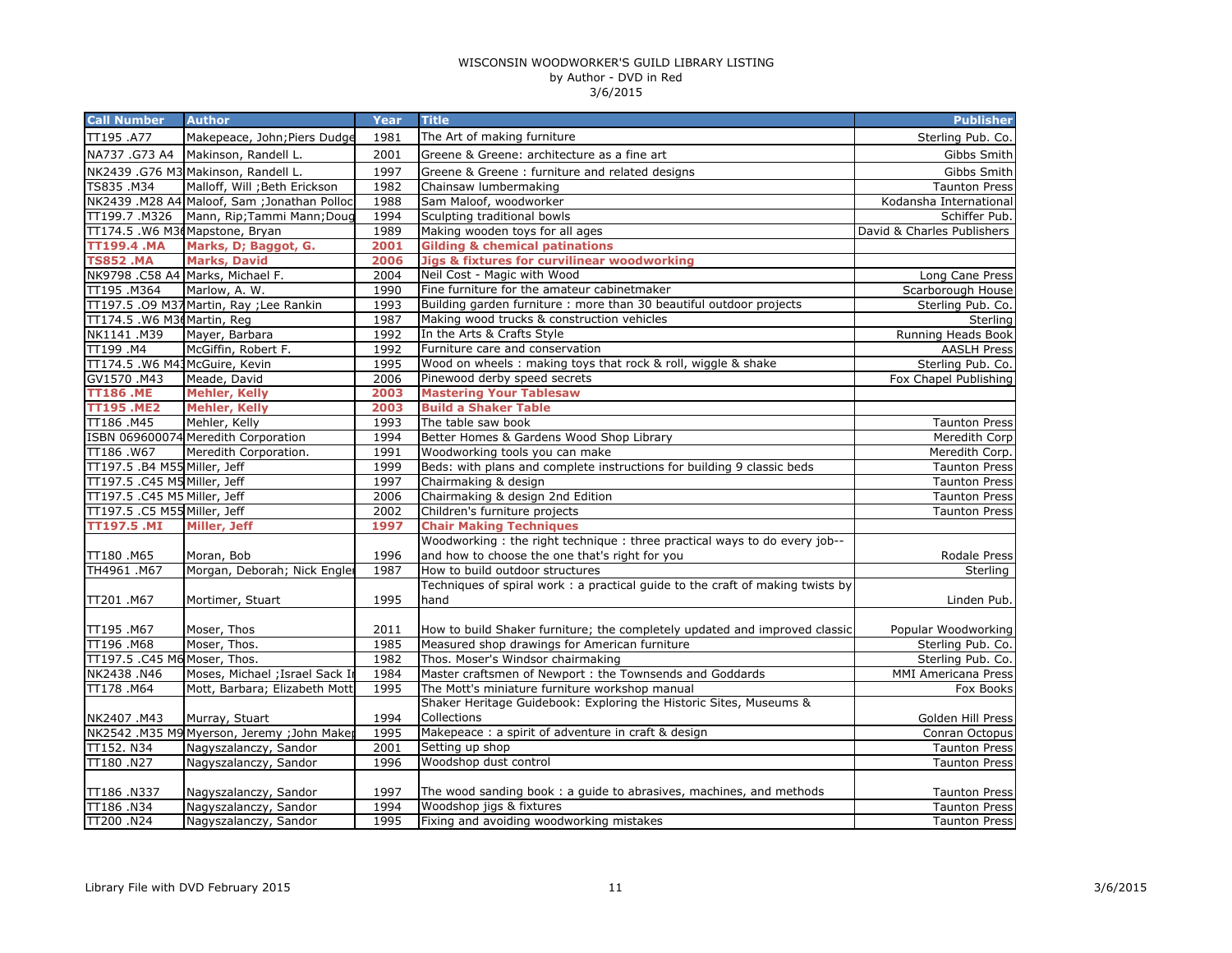WISCONSIN WOODWORKER'S GUILD LIBRARY LISTING
by Author - DVD in Red
3/6/2015

| Call Number | Author | Year | Title | Publisher |
|---|---|---|---|---|
| TT195 .A77 | Makepeace, John;Piers Dudge | 1981 | The Art of making furniture | Sterling Pub. Co. |
| NA737 .G73 A4 | Makinson, Randell L. | 2001 | Greene & Greene: architecture as a fine art | Gibbs Smith |
| NK2439 .G76 M3 | Makinson, Randell L. | 1997 | Greene & Greene : furniture and related designs | Gibbs Smith |
| TS835 .M34 | Malloff, Will ;Beth Erickson | 1982 | Chainsaw lumbermaking | Taunton Press |
| NK2439 .M28 A4 | Maloof, Sam ;Jonathan Polloc | 1988 | Sam Maloof, woodworker | Kodansha International |
| TT199.7 .M326 | Mann, Rip;Tammi Mann;Doug | 1994 | Sculpting traditional bowls | Schiffer Pub. |
| TT174.5 .W6 M36 | Mapstone, Bryan | 1989 | Making wooden toys for all ages | David & Charles Publishers |
| **TT199.4 .MA** | **Marks, D; Baggot, G.** | **2001** | **Gilding & chemical patinations** | |
| **TS852 .MA** | **Marks, David** | **2006** | **Jigs & fixtures for curvilinear woodworking** | |
| NK9798 .C58 A4 | Marks, Michael F. | 2004 | Neil Cost - Magic with Wood | Long Cane Press |
| TT195 .M364 | Marlow, A. W. | 1990 | Fine furniture for the amateur cabinetmaker | Scarborough House |
| TT197.5 .O9 M37 | Martin, Ray ;Lee Rankin | 1993 | Building garden furniture : more than 30 beautiful outdoor projects | Sterling Pub. Co. |
| TT174.5 .W6 M36 | Martin, Reg | 1987 | Making wood trucks & construction vehicles | Sterling |
| NK1141 .M39 | Mayer, Barbara | 1992 | In the Arts & Crafts Style | Running Heads Book |
| TT199 .M4 | McGiffin, Robert F. | 1992 | Furniture care and conservation | AASLH Press |
| TT174.5 .W6 M43 | McGuire, Kevin | 1995 | Wood on wheels : making toys that rock & roll, wiggle & shake | Sterling Pub. Co. |
| GV1570 .M43 | Meade, David | 2006 | Pinewood derby speed secrets | Fox Chapel Publishing |
| **TT186 .ME** | **Mehler, Kelly** | **2003** | **Mastering Your Tablesaw** | |
| **TT195 .ME2** | **Mehler, Kelly** | **2003** | **Build a Shaker Table** | |
| TT186 .M45 | Mehler, Kelly | 1993 | The table saw book | Taunton Press |
| ISBN 069600074 | Meredith Corporation | 1994 | Better Homes & Gardens Wood Shop Library | Meredith Corp |
| TT186 .W67 | Meredith Corporation. | 1991 | Woodworking tools you can make | Meredith Corp. |
| TT197.5 .B4 M55 | Miller, Jeff | 1999 | Beds: with plans and complete instructions for building 9 classic beds | Taunton Press |
| TT197.5 .C45 M5 | Miller, Jeff | 1997 | Chairmaking & design | Taunton Press |
| TT197.5 .C45 M5 | Miller, Jeff | 2006 | Chairmaking & design 2nd Edition | Taunton Press |
| TT197.5 .C5 M55 | Miller, Jeff | 2002 | Children's furniture projects | Taunton Press |
| **TT197.5 .MI** | **Miller, Jeff** | **1997** | **Chair Making Techniques** | |
| TT180 .M65 | Moran, Bob | 1996 | Woodworking : the right technique : three practical ways to do every job-- and how to choose the one that's right for you | Rodale Press |
| TH4961 .M67 | Morgan, Deborah; Nick Engler | 1987 | How to build outdoor structures | Sterling |
| TT201 .M67 | Mortimer, Stuart | 1995 | Techniques of spiral work : a practical guide to the craft of making twists by hand | Linden Pub. |
| TT195 .M67 | Moser, Thos | 2011 | How to build Shaker furniture; the completely updated and improved classic | Popular Woodworking |
| TT196 .M68 | Moser, Thos. | 1985 | Measured shop drawings for American furniture | Sterling Pub. Co. |
| TT197.5 .C45 M6 | Moser, Thos. | 1982 | Thos. Moser's Windsor chairmaking | Sterling Pub. Co. |
| NK2438 .N46 | Moses, Michael ;Israel Sack In | 1984 | Master craftsmen of Newport : the Townsends and Goddards | MMI Americana Press |
| TT178 .M64 | Mott, Barbara; Elizabeth Mott | 1995 | The Mott's miniature furniture workshop manual | Fox Books |
| NK2407 .M43 | Murray, Stuart | 1994 | Shaker Heritage Guidebook: Exploring the Historic Sites, Museums & Collections | Golden Hill Press |
| NK2542 .M35 M9 | Myerson, Jeremy ;John Make | 1995 | Makepeace : a spirit of adventure in craft & design | Conran Octopus |
| TT152. N34 | Nagyszalanczy, Sandor | 2001 | Setting up shop | Taunton Press |
| TT180 .N27 | Nagyszalanczy, Sandor | 1996 | Woodshop dust control | Taunton Press |
| TT186 .N337 | Nagyszalanczy, Sandor | 1997 | The wood sanding book : a guide to abrasives, machines, and methods | Taunton Press |
| TT186 .N34 | Nagyszalanczy, Sandor | 1994 | Woodshop jigs & fixtures | Taunton Press |
| TT200 .N24 | Nagyszalanczy, Sandor | 1995 | Fixing and avoiding woodworking mistakes | Taunton Press |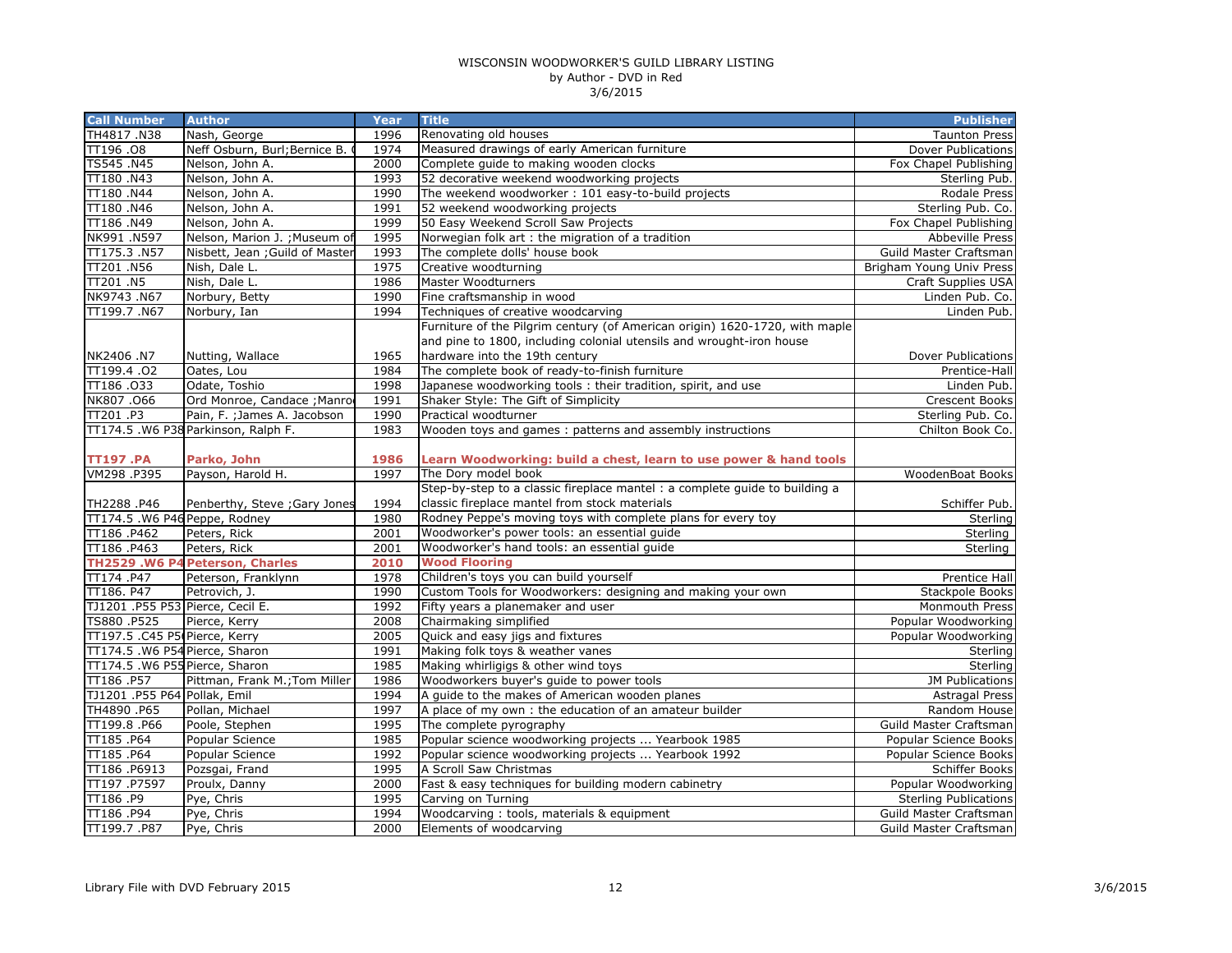WISCONSIN WOODWORKER'S GUILD LIBRARY LISTING
by Author - DVD in Red
3/6/2015

| Call Number | Author | Year | Title | Publisher |
|---|---|---|---|---|
| TH4817 .N38 | Nash, George | 1996 | Renovating old houses | Taunton Press |
| TT196 .O8 | Neff Osburn, Burl;Bernice B. ( | 1974 | Measured drawings of early American furniture | Dover Publications |
| TS545 .N45 | Nelson, John A. | 2000 | Complete guide to making wooden clocks | Fox Chapel Publishing |
| TT180 .N43 | Nelson, John A. | 1993 | 52 decorative weekend woodworking projects | Sterling Pub. |
| TT180 .N44 | Nelson, John A. | 1990 | The weekend woodworker : 101 easy-to-build projects | Rodale Press |
| TT180 .N46 | Nelson, John A. | 1991 | 52 weekend woodworking projects | Sterling Pub. Co. |
| TT186 .N49 | Nelson, John A. | 1999 | 50 Easy Weekend Scroll Saw Projects | Fox Chapel Publishing |
| NK991 .N597 | Nelson, Marion J. ;Museum of | 1995 | Norwegian folk art : the migration of a tradition | Abbeville Press |
| TT175.3 .N57 | Nisbett, Jean ;Guild of Master | 1993 | The complete dolls' house book | Guild Master Craftsman |
| TT201 .N56 | Nish, Dale L. | 1975 | Creative woodturning | Brigham Young Univ Press |
| TT201 .N5 | Nish, Dale L. | 1986 | Master Woodturners | Craft Supplies USA |
| NK9743 .N67 | Norbury, Betty | 1990 | Fine craftsmanship in wood | Linden Pub. Co. |
| TT199.7 .N67 | Norbury, Ian | 1994 | Techniques of creative woodcarving | Linden Pub. |
| NK2406 .N7 | Nutting, Wallace | 1965 | Furniture of the Pilgrim century (of American origin) 1620-1720, with maple and pine to 1800, including colonial utensils and wrought-iron house hardware into the 19th century | Dover Publications |
| TT199.4 .O2 | Oates, Lou | 1984 | The complete book of ready-to-finish furniture | Prentice-Hall |
| TT186 .O33 | Odate, Toshio | 1998 | Japanese woodworking tools : their tradition, spirit, and use | Linden Pub. |
| NK807 .O66 | Ord Monroe, Candace ;Manro | 1991 | Shaker Style: The Gift of Simplicity | Crescent Books |
| TT201 .P3 | Pain, F. ;James A. Jacobson | 1990 | Practical woodturner | Sterling Pub. Co. |
| TT174.5 .W6 P38 | Parkinson, Ralph F. | 1983 | Wooden toys and games : patterns and assembly instructions | Chilton Book Co. |
| **TT197 .PA** | **Parko, John** | **1986** | **Learn Woodworking: build a chest, learn to use power & hand tools** | |
| VM298 .P395 | Payson, Harold H. | 1997 | The Dory model book | WoodenBoat Books |
| TH2288 .P46 | Penberthy, Steve ;Gary Jones | 1994 | Step-by-step to a classic fireplace mantel : a complete guide to building a classic fireplace mantel from stock materials | Schiffer Pub. |
| TT174.5 .W6 P46 | Peppe, Rodney | 1980 | Rodney Peppe's moving toys with complete plans for every toy | Sterling |
| TT186 .P462 | Peters, Rick | 2001 | Woodworker's power tools: an essential guide | Sterling |
| TT186 .P463 | Peters, Rick | 2001 | Woodworker's hand tools: an essential guide | Sterling |
| **TH2529 .W6 P4** | **Peterson, Charles** | **2010** | **Wood Flooring** | |
| TT174 .P47 | Peterson, Franklynn | 1978 | Children's toys you can build yourself | Prentice Hall |
| TT186. P47 | Petrovich, J. | 1990 | Custom Tools for Woodworkers: designing and making your own | Stackpole Books |
| TJ1201 .P55 P53 | Pierce, Cecil E. | 1992 | Fifty years a planemaker and user | Monmouth Press |
| TS880 .P525 | Pierce, Kerry | 2008 | Chairmaking simplified | Popular Woodworking |
| TT197.5 .C45 P5 | Pierce, Kerry | 2005 | Quick and easy jigs and fixtures | Popular Woodworking |
| TT174.5 .W6 P54 | Pierce, Sharon | 1991 | Making folk toys & weather vanes | Sterling |
| TT174.5 .W6 P55 | Pierce, Sharon | 1985 | Making whirligigs & other wind toys | Sterling |
| TT186 .P57 | Pittman, Frank M.;Tom Miller | 1986 | Woodworkers buyer's guide to power tools | JM Publications |
| TJ1201 .P55 P64 | Pollak, Emil | 1994 | A guide to the makes of American wooden planes | Astragal Press |
| TH4890 .P65 | Pollan, Michael | 1997 | A place of my own : the education of an amateur builder | Random House |
| TT199.8 .P66 | Poole, Stephen | 1995 | The complete pyrography | Guild Master Craftsman |
| TT185 .P64 | Popular Science | 1985 | Popular science woodworking projects ... Yearbook 1985 | Popular Science Books |
| TT185 .P64 | Popular Science | 1992 | Popular science woodworking projects ... Yearbook 1992 | Popular Science Books |
| TT186 .P6913 | Pozsgai, Frand | 1995 | A Scroll Saw Christmas | Schiffer Books |
| TT197 .P7597 | Proulx, Danny | 2000 | Fast & easy techniques for building modern cabinetry | Popular Woodworking |
| TT186 .P9 | Pye, Chris | 1995 | Carving on Turning | Sterling Publications |
| TT186 .P94 | Pye, Chris | 1994 | Woodcarving : tools, materials & equipment | Guild Master Craftsman |
| TT199.7 .P87 | Pye, Chris | 2000 | Elements of woodcarving | Guild Master Craftsman |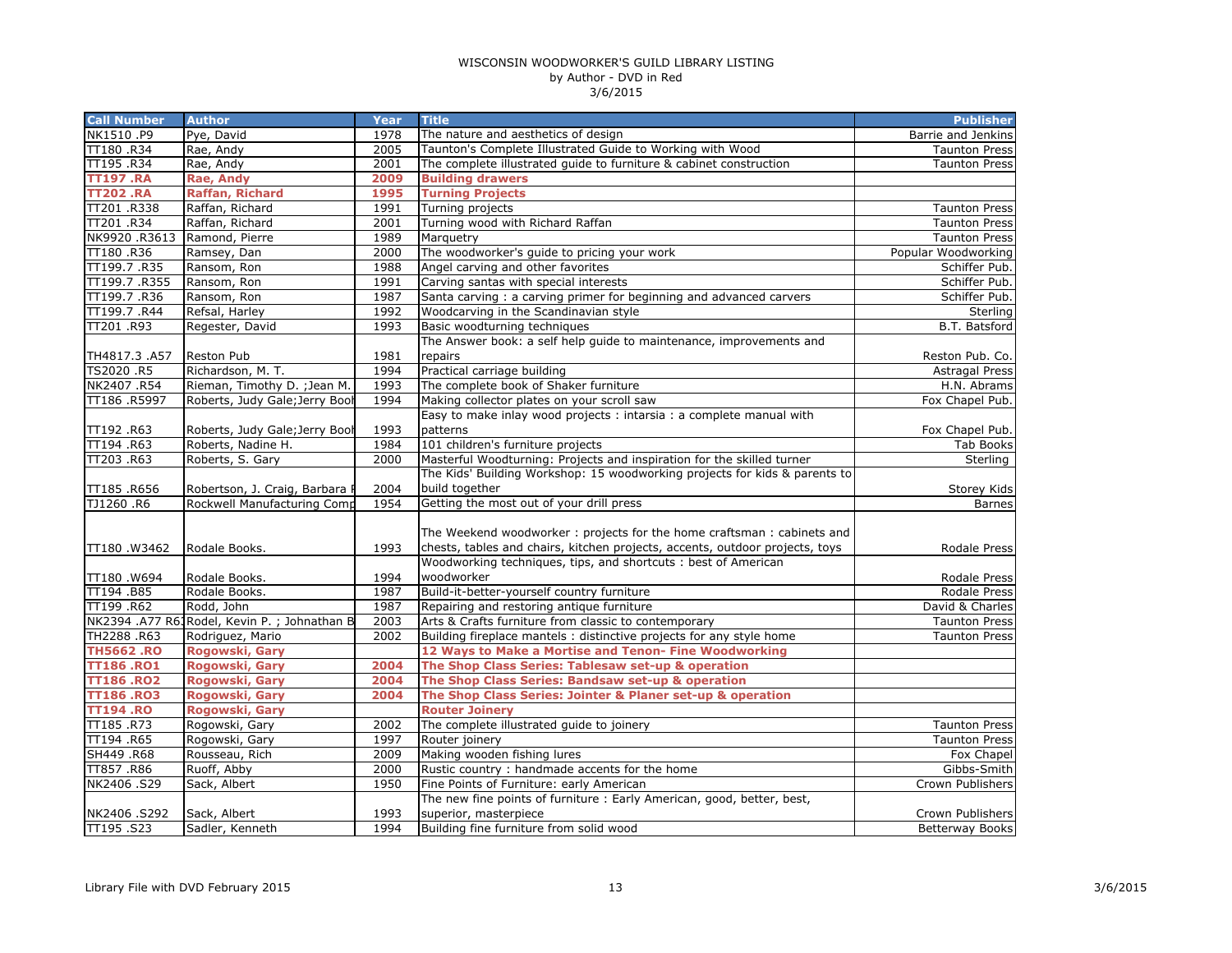WISCONSIN WOODWORKER'S GUILD LIBRARY LISTING
by Author - DVD in Red
3/6/2015

| Call Number | Author | Year | Title | Publisher |
|---|---|---|---|---|
| NK1510 .P9 | Pye, David | 1978 | The nature and aesthetics of design | Barrie and Jenkins |
| TT180 .R34 | Rae, Andy | 2005 | Taunton's Complete Illustrated Guide to Working with Wood | Taunton Press |
| TT195 .R34 | Rae, Andy | 2001 | The complete illustrated guide to furniture & cabinet construction | Taunton Press |
| **TT197 .RA** | **Rae, Andy** | **2009** | **Building drawers** | |
| **TT202 .RA** | **Raffan, Richard** | **1995** | **Turning Projects** | |
| TT201 .R338 | Raffan, Richard | 1991 | Turning projects | Taunton Press |
| TT201 .R34 | Raffan, Richard | 2001 | Turning wood with Richard Raffan | Taunton Press |
| NK9920 .R3613 | Ramond, Pierre | 1989 | Marquetry | Taunton Press |
| TT180 .R36 | Ramsey, Dan | 2000 | The woodworker's guide to pricing your work | Popular Woodworking |
| TT199.7 .R35 | Ransom, Ron | 1988 | Angel carving and other favorites | Schiffer Pub. |
| TT199.7 .R355 | Ransom, Ron | 1991 | Carving santas with special interests | Schiffer Pub. |
| TT199.7 .R36 | Ransom, Ron | 1987 | Santa carving : a carving primer for beginning and advanced carvers | Schiffer Pub. |
| TT199.7 .R44 | Refsal, Harley | 1992 | Woodcarving in the Scandinavian style | Sterling |
| TT201 .R93 | Regester, David | 1993 | Basic woodturning techniques | B.T. Batsford |
| TH4817.3 .A57 | Reston Pub | 1981 | The Answer book: a self help guide to maintenance, improvements and repairs | Reston Pub. Co. |
| TS2020 .R5 | Richardson, M. T. | 1994 | Practical carriage building | Astragal Press |
| NK2407 .R54 | Rieman, Timothy D. ;Jean M. | 1993 | The complete book of Shaker furniture | H.N. Abrams |
| TT186 .R5997 | Roberts, Judy Gale;Jerry Bool | 1994 | Making collector plates on your scroll saw | Fox Chapel Pub. |
| TT192 .R63 | Roberts, Judy Gale;Jerry Bool | 1993 | Easy to make inlay wood projects : intarsia : a complete manual with patterns | Fox Chapel Pub. |
| TT194 .R63 | Roberts, Nadine H. | 1984 | 101 children's furniture projects | Tab Books |
| TT203 .R63 | Roberts, S. Gary | 2000 | Masterful Woodturning: Projects and inspiration for the skilled turner | Sterling |
| TT185 .R656 | Robertson, J. Craig, Barbara F | 2004 | The Kids' Building Workshop: 15 woodworking projects for kids & parents to build together | Storey Kids |
| TJ1260 .R6 | Rockwell Manufacturing Comp | 1954 | Getting the most out of your drill press | Barnes |
| TT180 .W3462 | Rodale Books. | 1993 | The Weekend woodworker : projects for the home craftsman : cabinets and chests, tables and chairs, kitchen projects, accents, outdoor projects, toys | Rodale Press |
| TT180 .W694 | Rodale Books. | 1994 | Woodworking techniques, tips, and shortcuts : best of American woodworker | Rodale Press |
| TT194 .B85 | Rodale Books. | 1987 | Build-it-better-yourself country furniture | Rodale Press |
| TT199 .R62 | Rodd, John | 1987 | Repairing and restoring antique furniture | David & Charles |
| NK2394 .A77 R6 | Rodel, Kevin P. ; Johnathan B | 2003 | Arts & Crafts furniture from classic to contemporary | Taunton Press |
| TH2288 .R63 | Rodriguez, Mario | 2002 | Building fireplace mantels : distinctive projects for any style home | Taunton Press |
| **TH5662 .RO** | **Rogowski, Gary** | | **12 Ways to Make a Mortise and Tenon- Fine Woodworking** | |
| **TT186 .RO1** | **Rogowski, Gary** | **2004** | **The Shop Class Series: Tablesaw set-up & operation** | |
| **TT186 .RO2** | **Rogowski, Gary** | **2004** | **The Shop Class Series: Bandsaw set-up & operation** | |
| **TT186 .RO3** | **Rogowski, Gary** | **2004** | **The Shop Class Series: Jointer & Planer set-up & operation** | |
| **TT194 .RO** | **Rogowski, Gary** | | **Router Joinery** | |
| TT185 .R73 | Rogowski, Gary | 2002 | The complete illustrated guide to joinery | Taunton Press |
| TT194 .R65 | Rogowski, Gary | 1997 | Router joinery | Taunton Press |
| SH449 .R68 | Rousseau, Rich | 2009 | Making wooden fishing lures | Fox Chapel |
| TT857 .R86 | Ruoff, Abby | 2000 | Rustic country : handmade accents for the home | Gibbs-Smith |
| NK2406 .S29 | Sack, Albert | 1950 | Fine Points of Furniture: early American | Crown Publishers |
| NK2406 .S292 | Sack, Albert | 1993 | The new fine points of furniture : Early American, good, better, best, superior, masterpiece | Crown Publishers |
| TT195 .S23 | Sadler, Kenneth | 1994 | Building fine furniture from solid wood | Betterway Books |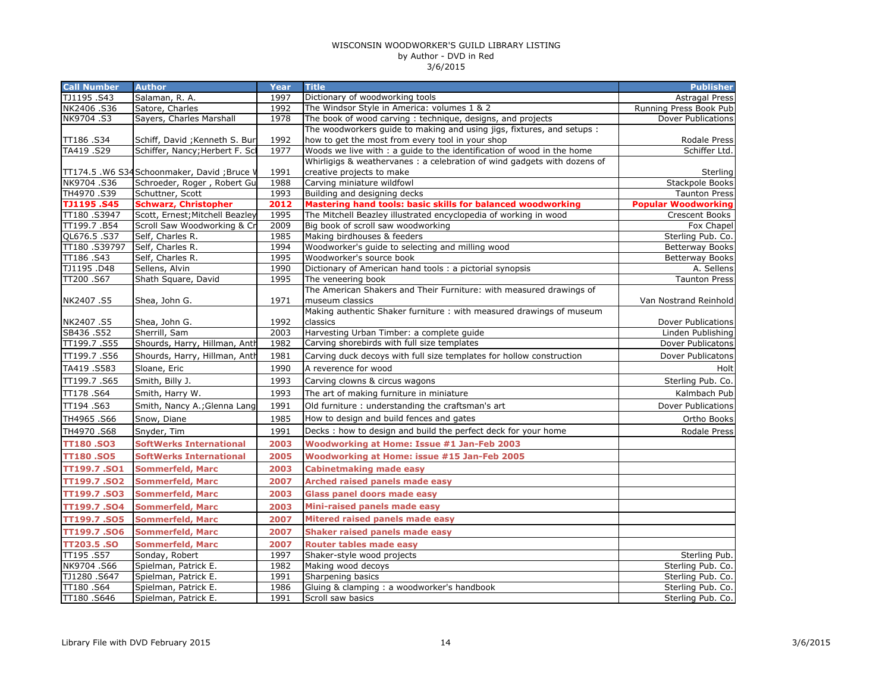WISCONSIN WOODWORKER'S GUILD LIBRARY LISTING
by Author - DVD in Red
3/6/2015

| Call Number | Author | Year | Title | Publisher |
|---|---|---|---|---|
| TJ1195 .S43 | Salaman, R. A. | 1997 | Dictionary of woodworking tools | Astragal Press |
| NK2406 .S36 | Satore, Charles | 1992 | The Windsor Style in America: volumes 1 & 2 | Running Press Book Pub |
| NK9704 .S3 | Sayers, Charles Marshall | 1978 | The book of wood carving : technique, designs, and projects | Dover Publications |
| TT186 .S34 | Schiff, David ;Kenneth S. Bur | 1992 | The woodworkers guide to making and using jigs, fixtures, and setups : how to get the most from every tool in your shop | Rodale Press |
| TA419 .S29 | Schiffer, Nancy;Herbert F. Sc | 1977 | Woods we live with : a guide to the identification of wood in the home | Schiffer Ltd. |
| TT174.5 .W6 S34 | Schoonmaker, David ;Bruce V | 1991 | Whirligigs & weathervanes : a celebration of wind gadgets with dozens of creative projects to make | Sterling |
| NK9704 .S36 | Schroeder, Roger , Robert Gu | 1988 | Carving miniature wildfowl | Stackpole Books |
| TH4970 .S39 | Schuttner, Scott | 1993 | Building and designing decks | Taunton Press |
| **TJ1195 .S45** | **Schwarz, Christopher** | **2012** | **Mastering hand tools: basic skills for balanced woodworking** | **Popular Woodworking** |
| TT180 .S3947 | Scott, Ernest;Mitchell Beazley | 1995 | The Mitchell Beazley illustrated encyclopedia of working in wood | Crescent Books |
| TT199.7 .B54 | Scroll Saw Woodworking & Cr | 2009 | Big book of scroll saw woodworking | Fox Chapel |
| QL676.5 .S37 | Self, Charles R. | 1985 | Making birdhouses & feeders | Sterling Pub. Co. |
| TT180 .S39797 | Self, Charles R. | 1994 | Woodworker's guide to selecting and milling wood | Betterway Books |
| TT186 .S43 | Self, Charles R. | 1995 | Woodworker's source book | Betterway Books |
| TJ1195 .D48 | Sellens, Alvin | 1990 | Dictionary of American hand tools : a pictorial synopsis | A. Sellens |
| TT200 .S67 | Shath Square, David | 1995 | The veneering book | Taunton Press |
| NK2407 .S5 | Shea, John G. | 1971 | The American Shakers and Their Furniture: with measured drawings of museum classics | Van Nostrand Reinhold |
| NK2407 .S5 | Shea, John G. | 1992 | Making authentic Shaker furniture : with measured drawings of museum classics | Dover Publications |
| SB436 .S52 | Sherrill, Sam | 2003 | Harvesting Urban Timber: a complete guide | Linden Publishing |
| TT199.7 .S55 | Shourds, Harry, Hillman, Anth | 1982 | Carving shorebirds with full size templates | Dover Publicatons |
| TT199.7 .S56 | Shourds, Harry, Hillman, Anth | 1981 | Carving duck decoys with full size templates for hollow construction | Dover Publicatons |
| TA419 .S583 | Sloane, Eric | 1990 | A reverence for wood | Holt |
| TT199.7 .S65 | Smith, Billy J. | 1993 | Carving clowns & circus wagons | Sterling Pub. Co. |
| TT178 .S64 | Smith, Harry W. | 1993 | The art of making furniture in miniature | Kalmbach Pub |
| TT194 .S63 | Smith, Nancy A.;Glenna Lang | 1991 | Old furniture : understanding the craftsman's art | Dover Publications |
| TH4965 .S66 | Snow, Diane | 1985 | How to design and build fences and gates | Ortho Books |
| TH4970 .S68 | Snyder, Tim | 1991 | Decks : how to design and build the perfect deck for your home | Rodale Press |
| **TT180 .SO3** | **SoftWerks International** | **2003** | **Woodworking at Home: Issue #1 Jan-Feb 2003** | |
| **TT180 .SO5** | **SoftWerks International** | **2005** | **Woodworking at Home: issue #15 Jan-Feb 2005** | |
| **TT199.7 .SO1** | **Sommerfeld, Marc** | **2003** | **Cabinetmaking made easy** | |
| **TT199.7 .SO2** | **Sommerfeld, Marc** | **2007** | **Arched raised panels made easy** | |
| **TT199.7 .SO3** | **Sommerfeld, Marc** | **2003** | **Glass panel doors made easy** | |
| **TT199.7 .SO4** | **Sommerfeld, Marc** | **2003** | **Mini-raised panels made easy** | |
| **TT199.7 .SO5** | **Sommerfeld, Marc** | **2007** | **Mitered raised panels made easy** | |
| **TT199.7 .SO6** | **Sommerfeld, Marc** | **2007** | **Shaker raised panels made easy** | |
| **TT203.5 .SO** | **Sommerfeld, Marc** | **2007** | **Router tables made easy** | |
| TT195 .S57 | Sonday, Robert | 1997 | Shaker-style wood projects | Sterling Pub. |
| NK9704 .S66 | Spielman, Patrick E. | 1982 | Making wood decoys | Sterling Pub. Co. |
| TJ1280 .S647 | Spielman, Patrick E. | 1991 | Sharpening basics | Sterling Pub. Co. |
| TT180 .S64 | Spielman, Patrick E. | 1986 | Gluing & clamping : a woodworker's handbook | Sterling Pub. Co. |
| TT180 .S646 | Spielman, Patrick E. | 1991 | Scroll saw basics | Sterling Pub. Co. |

Library File with DVD February 2015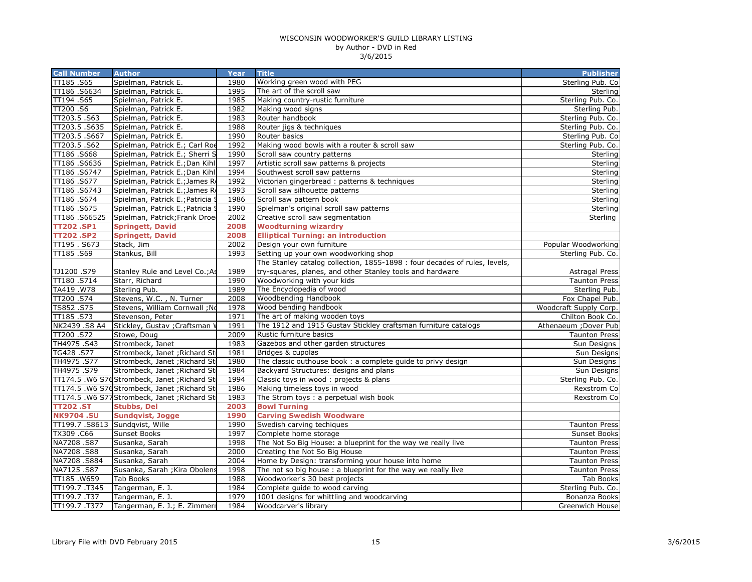WISCONSIN WOODWORKER'S GUILD LIBRARY LISTING
by Author - DVD in Red
3/6/2015

| Call Number | Author | Year | Title | Publisher |
|---|---|---|---|---|
| TT185 .S65 | Spielman, Patrick E. | 1980 | Working green wood with PEG | Sterling Pub. Co |
| TT186 .S6634 | Spielman, Patrick E. | 1995 | The art of the scroll saw | Sterling |
| TT194 .S65 | Spielman, Patrick E. | 1985 | Making country-rustic furniture | Sterling Pub. Co. |
| TT200 .S6 | Spielman, Patrick E. | 1982 | Making wood signs | Sterling Pub. |
| TT203.5 .S63 | Spielman, Patrick E. | 1983 | Router handbook | Sterling Pub. Co. |
| TT203.5 .S635 | Spielman, Patrick E. | 1988 | Router jigs & techniques | Sterling Pub. Co. |
| TT203.5 .S667 | Spielman, Patrick E. | 1990 | Router basics | Sterling Pub. Co |
| TT203.5 .S62 | Spielman, Patrick E.; Carl Ro | 1992 | Making wood bowls with a router & scroll saw | Sterling Pub. Co. |
| TT186 .S668 | Spielman, Patrick E.; Sherri S | 1990 | Scroll saw country patterns | Sterling |
| TT186 .S6636 | Spielman, Patrick E.;Dan Kihl | 1997 | Artistic scroll saw patterns & projects | Sterling |
| TT186 .S6747 | Spielman, Patrick E.;Dan Kihl | 1994 | Southwest scroll saw patterns | Sterling |
| TT186 .S677 | Spielman, Patrick E.;James R | 1992 | Victorian gingerbread : patterns & techniques | Sterling |
| TT186 .S6743 | Spielman, Patrick E.;James R | 1993 | Scroll saw silhouette patterns | Sterling |
| TT186 .S674 | Spielman, Patrick E.;Patricia S | 1986 | Scroll saw pattern book | Sterling |
| TT186 .S675 | Spielman, Patrick E.;Patricia S | 1990 | Spielman's original scroll saw patterns | Sterling |
| TT186 .S66525 | Spielman, Patrick;Frank Droe | 2002 | Creative scroll saw segmentation | Sterling |
| **TT202 .SP1** | **Springett, David** | **2008** | **Woodturning wizardry** | |
| **TT202 .SP2** | **Springett, David** | **2008** | **Elliptical Turning: an introduction** | |
| TT195 . S673 | Stack, Jim | 2002 | Design your own furniture | Popular Woodworking |
| TT185 .S69 | Stankus, Bill | 1993 | Setting up your own woodworking shop | Sterling Pub. Co. |
| TJ1200 .S79 | Stanley Rule and Level Co.;As | 1989 | The Stanley catalog collection, 1855-1898 : four decades of rules, levels, try-squares, planes, and other Stanley tools and hardware | Astragal Press |
| TT180 .S714 | Starr, Richard | 1990 | Woodworking with your kids | Taunton Press |
| TA419 .W78 | Sterling Pub. | 1989 | The Encyclopedia of wood | Sterling Pub. |
| TT200 .S74 | Stevens, W.C. , N. Turner | 2008 | Woodbending Handbook | Fox Chapel Pub. |
| TS852 .S75 | Stevens, William Cornwall ;N | 1978 | Wood bending handbook | Woodcraft Supply Corp. |
| TT185 .S73 | Stevenson, Peter | 1971 | The art of making wooden toys | Chilton Book Co. |
| NK2439 .S8 A4 | Stickley, Gustav ;Craftsman V | 1991 | The 1912 and 1915 Gustav Stickley craftsman furniture catalogs | Athenaeum ;Dover Pub |
| TT200 .S72 | Stowe, Doug | 2009 | Rustic furniture basics | Taunton Press |
| TH4975 .S43 | Strombeck, Janet | 1983 | Gazebos and other garden structures | Sun Designs |
| TG428 .S77 | Strombeck, Janet ;Richard St | 1981 | Bridges & cupolas | Sun Designs |
| TH4975 .S77 | Strombeck, Janet ;Richard St | 1980 | The classic outhouse book : a complete guide to privy design | Sun Designs |
| TH4975 .S79 | Strombeck, Janet ;Richard St | 1984 | Backyard Structures: designs and plans | Sun Designs |
| TT174.5 .W6 S76 | Strombeck, Janet ;Richard St | 1994 | Classic toys in wood : projects & plans | Sterling Pub. Co. |
| TT174.5 .W6 S76 | Strombeck, Janet ;Richard St | 1986 | Making timeless toys in wood | Rexstrom Co |
| TT174.5 .W6 S77 | Strombeck, Janet ;Richard St | 1983 | The Strom toys : a perpetual wish book | Rexstrom Co |
| **TT202 .ST** | **Stubbs, Del** | **2003** | **Bowl Turning** | |
| **NK9704 .SU** | **Sundqvist, Jogge** | **1990** | **Carving Swedish Woodware** | |
| TT199.7 .S8613 | Sundqvist, Wille | 1990 | Swedish carving techiques | Taunton Press |
| TX309 .C66 | Sunset Books | 1997 | Complete home storage | Sunset Books |
| NA7208 .S87 | Susanka, Sarah | 1998 | The Not So Big House: a blueprint for the way we really live | Taunton Press |
| NA7208 .S88 | Susanka, Sarah | 2000 | Creating the Not So Big House | Taunton Press |
| NA7208 .S884 | Susanka, Sarah | 2004 | Home by Design: transforming your house into home | Taunton Press |
| NA7125 .S87 | Susanka, Sarah ;Kira Obolens | 1998 | The not so big house : a blueprint for the way we really live | Taunton Press |
| TT185 .W659 | Tab Books | 1988 | Woodworker's 30 best projects | Tab Books |
| TT199.7 .T345 | Tangerman, E. J. | 1984 | Complete guide to wood carving | Sterling Pub. Co. |
| TT199.7 .T37 | Tangerman, E. J. | 1979 | 1001 designs for whittling and woodcarving | Bonanza Books |
| TT199.7 .T377 | Tangerman, E. J.; E. Zimmer | 1984 | Woodcarver's library | Greenwich House |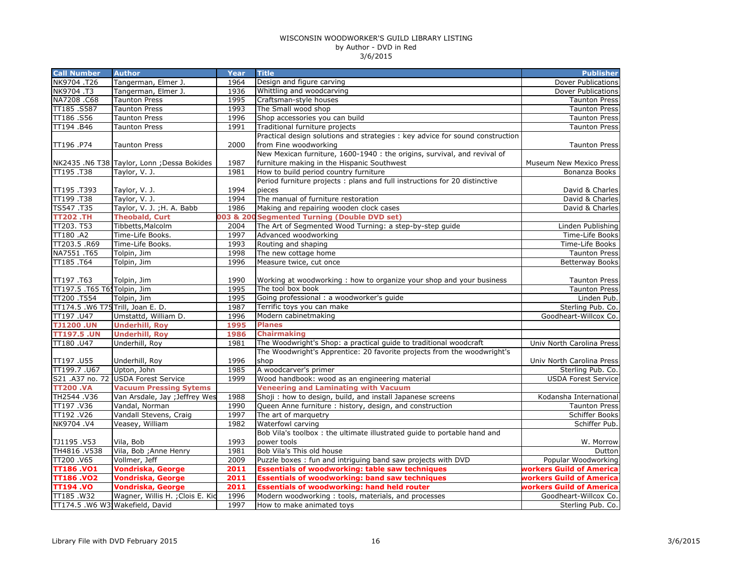WISCONSIN WOODWORKER'S GUILD LIBRARY LISTING
by Author - DVD in Red
3/6/2015

| Call Number | Author | Year | Title | Publisher |
|---|---|---|---|---|
| NK9704 .T26 | Tangerman, Elmer J. | 1964 | Design and figure carving | Dover Publications |
| NK9704 .T3 | Tangerman, Elmer J. | 1936 | Whittling and woodcarving | Dover Publications |
| NA7208 .C68 | Taunton Press | 1995 | Craftsman-style houses | Taunton Press |
| TT185 .S587 | Taunton Press | 1993 | The Small wood shop | Taunton Press |
| TT186 .S56 | Taunton Press | 1996 | Shop accessories you can build | Taunton Press |
| TT194 .B46 | Taunton Press | 1991 | Traditional furniture projects | Taunton Press |
| TT196 .P74 | Taunton Press | 2000 | Practical design solutions and strategies : key advice for sound construction from Fine woodworking | Taunton Press |
| NK2435 .N6 T38 | Taylor, Lonn ;Dessa Bokides | 1987 | New Mexican furniture, 1600-1940 : the origins, survival, and revival of furniture making in the Hispanic Southwest | Museum New Mexico Press |
| TT195 .T38 | Taylor, V. J. | 1981 | How to build period country furniture | Bonanza Books |
| TT195 .T393 | Taylor, V. J. | 1994 | Period furniture projects : plans and full instructions for 20 distinctive pieces | David & Charles |
| TT199 .T38 | Taylor, V. J. | 1994 | The manual of furniture restoration | David & Charles |
| TS547 .T35 | Taylor, V. J. ;H. A. Babb | 1986 | Making and repairing wooden clock cases | David & Charles |
| **TT202 .TH** | **Theobald, Curt** | **003 & 200** | **Segmented Turning (Double DVD set)** | |
| TT203. T53 | Tibbetts,Malcolm | 2004 | The Art of Segmented Wood Turning: a step-by-step guide | Linden Publishing |
| TT180 .A2 | Time-Life Books. | 1997 | Advanced woodworking | Time-Life Books |
| TT203.5 .R69 | Time-Life Books. | 1993 | Routing and shaping | Time-Life Books |
| NA7551 .T65 | Tolpin, Jim | 1998 | The new cottage home | Taunton Press |
| TT185 .T64 | Tolpin, Jim | 1996 | Measure twice, cut once | Betterway Books |
| TT197 .T63 | Tolpin, Jim | 1990 | Working at woodworking : how to organize your shop and your business | Taunton Press |
| TT197.5 .T65 T6 | Tolpin, Jim | 1995 | The tool box book | Taunton Press |
| TT200 .T554 | Tolpin, Jim | 1995 | Going professional : a woodworker's guide | Linden Pub. |
| TT174.5 .W6 T75 | Trill, Joan E. D. | 1987 | Terrific toys you can make | Sterling Pub. Co. |
| TT197 .U47 | Umstattd, William D. | 1996 | Modern cabinetmaking | Goodheart-Willcox Co. |
| **TJ1200 .UN** | **Underhill, Roy** | **1995** | **Planes** | |
| **TT197.5 .UN** | **Underhill, Roy** | **1986** | **Chairmaking** | |
| TT180 .U47 | Underhill, Roy | 1981 | The Woodwright's Shop: a practical guide to traditional woodcraft | Univ North Carolina Press |
| TT197 .U55 | Underhill, Roy | 1996 | The Woodwright's Apprentice: 20 favorite projects from the woodwright's shop | Univ North Carolina Press |
| TT199.7 .U67 | Upton, John | 1985 | A woodcarver's primer | Sterling Pub. Co. |
| S21 .A37 no. 72 | USDA Forest Service | 1999 | Wood handbook: wood as an engineering material | USDA Forest Service |
| **TT200 .VA** | **Vacuum Pressing Sytems** | | **Veneering and Laminating with Vacuum** | |
| TH2544 .V36 | Van Arsdale, Jay ;Jeffrey Wes | 1988 | Shoji : how to design, build, and install Japanese screens | Kodansha International |
| TT197 .V36 | Vandal, Norman | 1990 | Queen Anne furniture : history, design, and construction | Taunton Press |
| TT192 .V26 | Vandall Stevens, Craig | 1997 | The art of marquetry | Schiffer Books |
| NK9704 .V4 | Veasey, William | 1982 | Waterfowl carving | Schiffer Pub. |
| TJ1195 .V53 | Vila, Bob | 1993 | Bob Vila's toolbox : the ultimate illustrated guide to portable hand and power tools | W. Morrow |
| TH4816 .V538 | Vila, Bob ;Anne Henry | 1981 | Bob Vila's This old house | Dutton |
| TT200 .V65 | Vollmer, Jeff | 2009 | Puzzle boxes : fun and intriguing band saw projects with DVD | Popular Woodworking |
| **TT186 .VO1** | **Vondriska, George** | **2011** | **Essentials of woodworking: table saw techniques** | **workers Guild of America** |
| **TT186 .VO2** | **Vondriska, George** | **2011** | **Essentials of woodworking: band saw techniques** | **workers Guild of America** |
| **TT194 .VO** | **Vondriska, George** | **2011** | **Essentials of woodworking: hand held router** | **workers Guild of America** |
| TT185 .W32 | Wagner, Willis H. ;Clois E. Kic | 1996 | Modern woodworking : tools, materials, and processes | Goodheart-Willcox Co. |
| TT174.5 .W6 W3 | Wakefield, David | 1997 | How to make animated toys | Sterling Pub. Co. |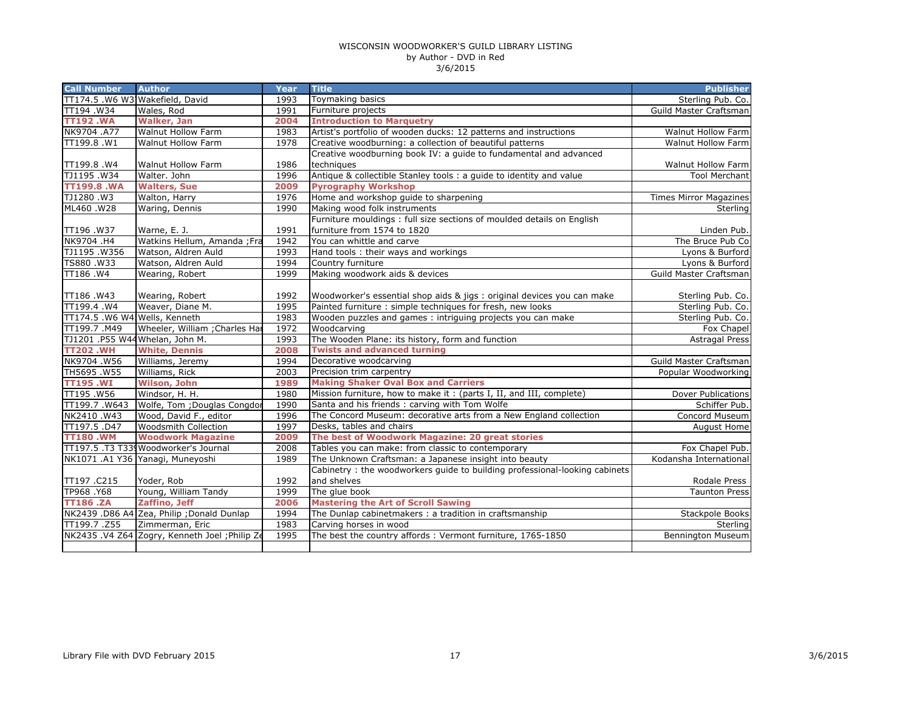WISCONSIN WOODWORKER'S GUILD LIBRARY LISTING
by Author - DVD in Red
3/6/2015

| Call Number | Author | Year | Title | Publisher |
|---|---|---|---|---|
| TT174.5 .W6 W3 | Wakefield, David | 1993 | Toymaking basics | Sterling Pub. Co. |
| TT194 .W34 | Wales, Rod | 1991 | Furniture projects | Guild Master Craftsman |
| **TT192 .WA** | **Walker, Jan** | **2004** | **Introduction to Marquetry** | |
| NK9704 .A77 | Walnut Hollow Farm | 1983 | Artist's portfolio of wooden ducks: 12 patterns and instructions | Walnut Hollow Farm |
| TT199.8 .W1 | Walnut Hollow Farm | 1978 | Creative woodburning: a collection of beautiful patterns | Walnut Hollow Farm |
| TT199.8 .W4 | Walnut Hollow Farm | 1986 | Creative woodburning book IV: a guide to fundamental and advanced techniques | Walnut Hollow Farm |
| TJ1195 .W34 | Walter. John | 1996 | Antique & collectible Stanley tools : a guide to identity and value | Tool Merchant |
| **TT199.8 .WA** | **Walters, Sue** | **2009** | **Pyrography Workshop** | |
| TJ1280 .W3 | Walton, Harry | 1976 | Home and workshop guide to sharpening | Times Mirror Magazines |
| ML460 .W28 | Waring, Dennis | 1990 | Making wood folk instruments | Sterling |
| TT196 .W37 | Warne, E. J. | 1991 | Furniture mouldings : full size sections of moulded details on English furniture from 1574 to 1820 | Linden Pub. |
| NK9704 .H4 | Watkins Hellum, Amanda ;Fra | 1942 | You can whittle and carve | The Bruce Pub Co |
| TJ1195 .W356 | Watson, Aldren Auld | 1993 | Hand tools : their ways and workings | Lyons & Burford |
| TS880 .W33 | Watson, Aldren Auld | 1994 | Country furniture | Lyons & Burford |
| TT186 .W4 | Wearing, Robert | 1999 | Making woodwork aids & devices | Guild Master Craftsman |
| TT186 .W43 | Wearing, Robert | 1992 | Woodworker's essential shop aids & jigs : original devices you can make | Sterling Pub. Co. |
| TT199.4 .W4 | Weaver, Diane M. | 1995 | Painted furniture : simple techniques for fresh, new looks | Sterling Pub. Co. |
| TT174.5 .W6 W4 | Wells, Kenneth | 1983 | Wooden puzzles and games : intriguing projects you can make | Sterling Pub. Co. |
| TT199.7 .M49 | Wheeler, William ;Charles Ha | 1972 | Woodcarving | Fox Chapel |
| TJ1201 .P55 W44 | Whelan, John M. | 1993 | The Wooden Plane: its history, form and function | Astragal Press |
| **TT202 .WH** | **White, Dennis** | **2008** | **Twists and advanced turning** | |
| NK9704 .W56 | Williams, Jeremy | 1994 | Decorative woodcarving | Guild Master Craftsman |
| TH5695 .W55 | Williams, Rick | 2003 | Precision trim carpentry | Popular Woodworking |
| **TT195 .WI** | **Wilson, John** | **1989** | **Making Shaker Oval Box and Carriers** | |
| TT195 .W56 | Windsor, H. H. | 1980 | Mission furniture, how to make it : (parts I, II, and III, complete) | Dover Publications |
| TT199.7 .W643 | Wolfe, Tom ;Douglas Congdo | 1990 | Santa and his friends : carving with Tom Wolfe | Schiffer Pub. |
| NK2410 .W43 | Wood, David F., editor | 1996 | The Concord Museum: decorative arts from a New England collection | Concord Museum |
| TT197.5 .D47 | Woodsmith Collection | 1997 | Desks, tables and chairs | August Home |
| **TT180 .WM** | **Woodwork Magazine** | **2009** | **The best of Woodwork Magazine: 20 great stories** | |
| TT197.5 .T3 T33 | Woodworker's Journal | 2008 | Tables you can make: from classic to contemporary | Fox Chapel Pub. |
| NK1071 .A1 Y36 | Yanagi, Muneyoshi | 1989 | The Unknown Craftsman: a Japanese insight into beauty | Kodansha International |
| TT197 .C215 | Yoder, Rob | 1992 | Cabinetry : the woodworkers guide to building professional-looking cabinets and shelves | Rodale Press |
| TP968 .Y68 | Young, William Tandy | 1999 | The glue book | Taunton Press |
| **TT186 .ZA** | **Zaffino, Jeff** | **2006** | **Mastering the Art of Scroll Sawing** | |
| NK2439 .D86 A4 | Zea, Philip ;Donald Dunlap | 1994 | The Dunlap cabinetmakers : a tradition in craftsmanship | Stackpole Books |
| TT199.7 .Z55 | Zimmerman, Eric | 1983 | Carving horses in wood | Sterling |
| NK2435 .V4 Z64 | Zogry, Kenneth Joel ;Philip Z | 1995 | The best the country affords : Vermont furniture, 1765-1850 | Bennington Museum |